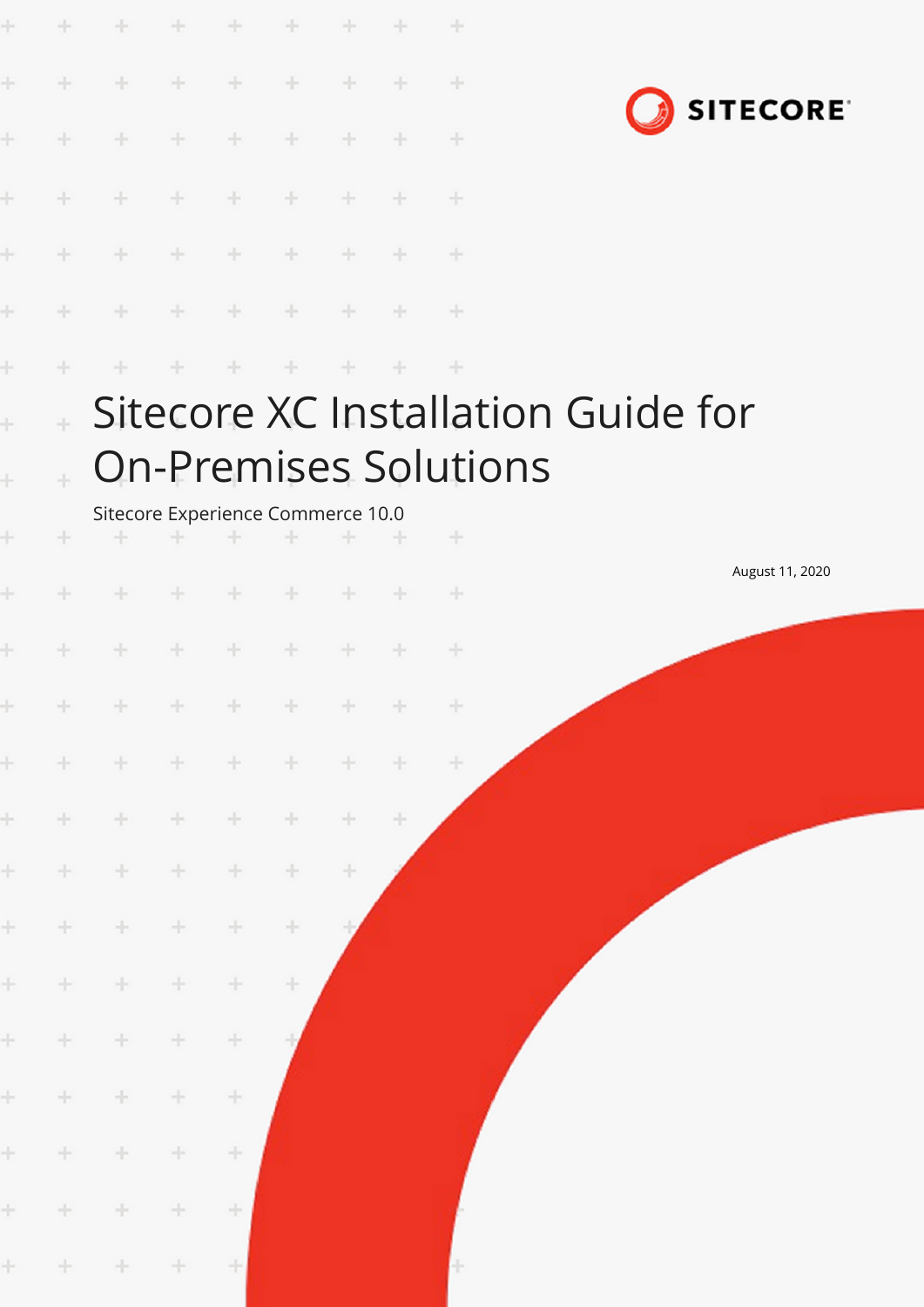SITECORE

# Sitecore XC Installation Guide for On-Premises Solutions

Sitecore Experience Commerce 10.0

August 11, 2020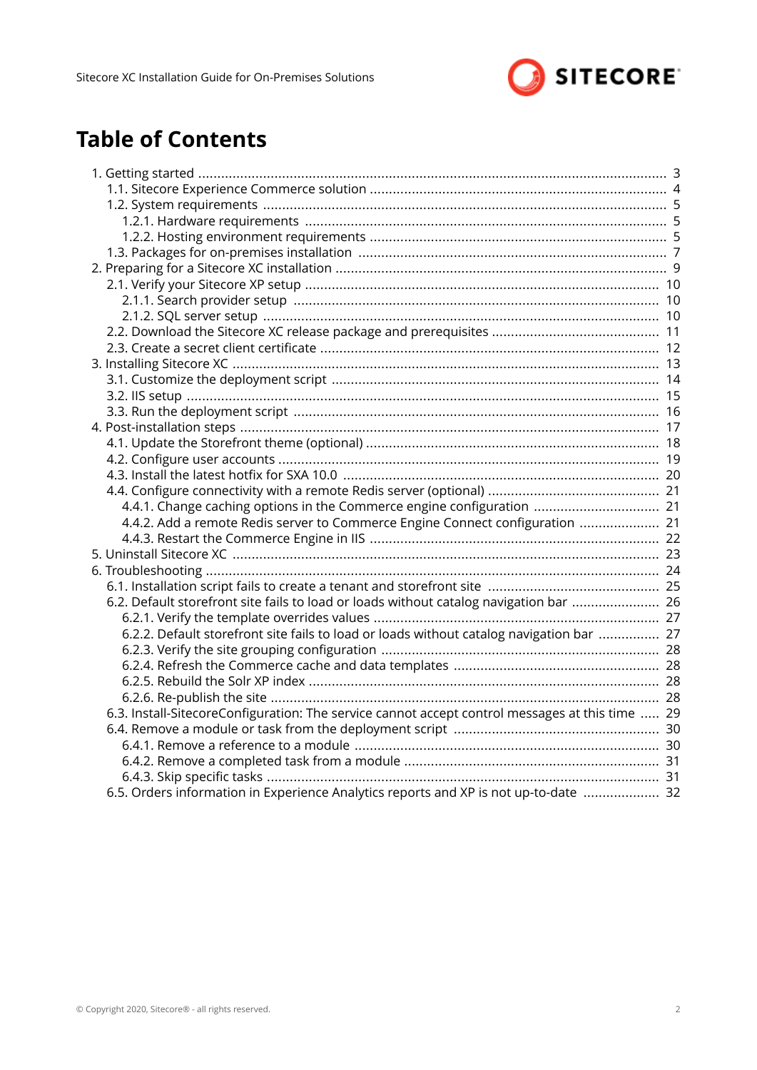# Table of Contents

- 1. Getting started ... 3
  - 1.1. Sitecore Experience Commerce solution ... 4
  - 1.2. System requirements ... 5
    - 1.2.1. Hardware requirements ... 5
    - 1.2.2. Hosting environment requirements ... 5
  - 1.3. Packages for on-premises installation ... 7
- 2. Preparing for a Sitecore XC installation ... 9
  - 2.1. Verify your Sitecore XP setup ... 10
    - 2.1.1. Search provider setup ... 10
    - 2.1.2. SQL server setup ... 10
  - 2.2. Download the Sitecore XC release package and prerequisites ... 11
  - 2.3. Create a secret client certificate ... 12
- 3. Installing Sitecore XC ... 13
  - 3.1. Customize the deployment script ... 14
  - 3.2. IIS setup ... 15
  - 3.3. Run the deployment script ... 16
- 4. Post-installation steps ... 17
  - 4.1. Update the Storefront theme (optional) ... 18
  - 4.2. Configure user accounts ... 19
  - 4.3. Install the latest hotfix for SXA 10.0 ... 20
  - 4.4. Configure connectivity with a remote Redis server (optional) ... 21
    - 4.4.1. Change caching options in the Commerce engine configuration ... 21
    - 4.4.2. Add a remote Redis server to Commerce Engine Connect configuration ... 21
    - 4.4.3. Restart the Commerce Engine in IIS ... 22
- 5. Uninstall Sitecore XC ... 23
- 6. Troubleshooting ... 24
  - 6.1. Installation script fails to create a tenant and storefront site ... 25
  - 6.2. Default storefront site fails to load or loads without catalog navigation bar ... 26
    - 6.2.1. Verify the template overrides values ... 27
    - 6.2.2. Default storefront site fails to load or loads without catalog navigation bar ... 27
    - 6.2.3. Verify the site grouping configuration ... 28
    - 6.2.4. Refresh the Commerce cache and data templates ... 28
    - 6.2.5. Rebuild the Solr XP index ... 28
    - 6.2.6. Re-publish the site ... 28
  - 6.3. Install-SitecoreConfiguration: The service cannot accept control messages at this time ... 29
  - 6.4. Remove a module or task from the deployment script ... 30
    - 6.4.1. Remove a reference to a module ... 30
    - 6.4.2. Remove a completed task from a module ... 31
    - 6.4.3. Skip specific tasks ... 31
  - 6.5. Orders information in Experience Analytics reports and XP is not up-to-date ... 32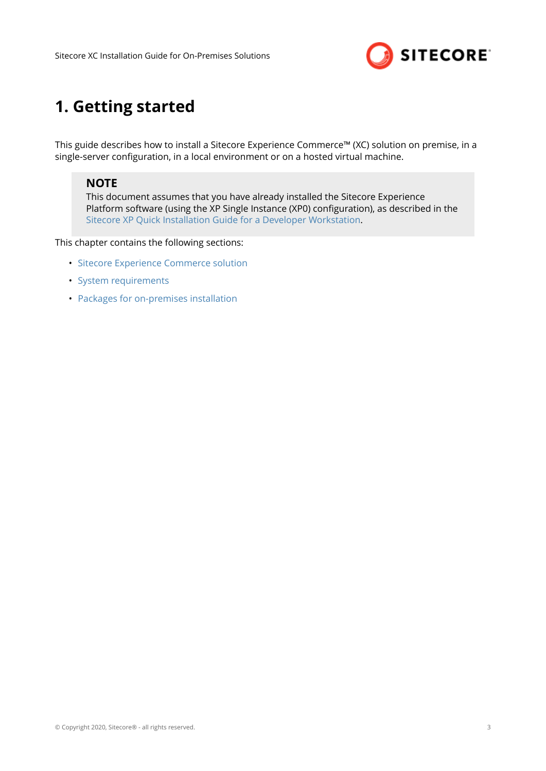# 1. Getting started

This guide describes how to install a Sitecore Experience Commerce™ (XC) solution on premise, in a single-server configuration, in a local environment or on a hosted virtual machine.

> **NOTE**
> This document assumes that you have already installed the Sitecore Experience Platform software (using the XP Single Instance (XP0) configuration), as described in the Sitecore XP Quick Installation Guide for a Developer Workstation.

This chapter contains the following sections:

- Sitecore Experience Commerce solution
- System requirements
- Packages for on-premises installation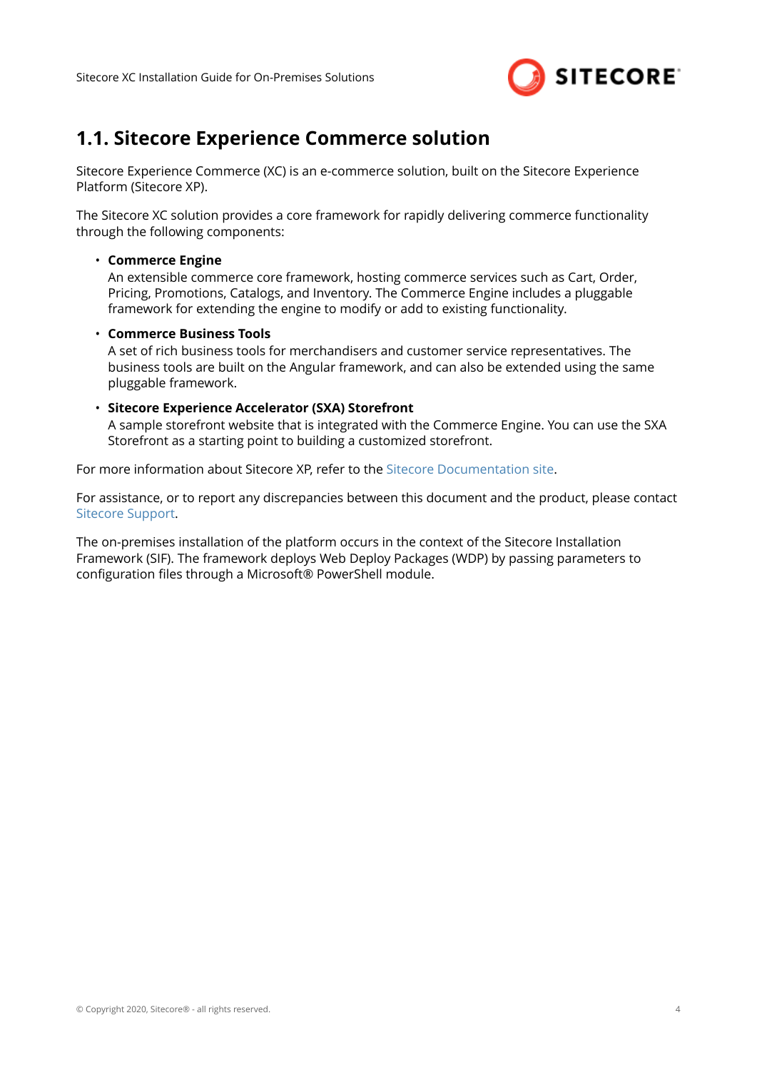## 1.1. Sitecore Experience Commerce solution

Sitecore Experience Commerce (XC) is an e-commerce solution, built on the Sitecore Experience Platform (Sitecore XP).

The Sitecore XC solution provides a core framework for rapidly delivering commerce functionality through the following components:

- **Commerce Engine**
  An extensible commerce core framework, hosting commerce services such as Cart, Order, Pricing, Promotions, Catalogs, and Inventory. The Commerce Engine includes a pluggable framework for extending the engine to modify or add to existing functionality.
- **Commerce Business Tools**
  A set of rich business tools for merchandisers and customer service representatives. The business tools are built on the Angular framework, and can also be extended using the same pluggable framework.
- **Sitecore Experience Accelerator (SXA) Storefront**
  A sample storefront website that is integrated with the Commerce Engine. You can use the SXA Storefront as a starting point to building a customized storefront.

For more information about Sitecore XP, refer to the Sitecore Documentation site.

For assistance, or to report any discrepancies between this document and the product, please contact Sitecore Support.

The on-premises installation of the platform occurs in the context of the Sitecore Installation Framework (SIF). The framework deploys Web Deploy Packages (WDP) by passing parameters to configuration files through a Microsoft® PowerShell module.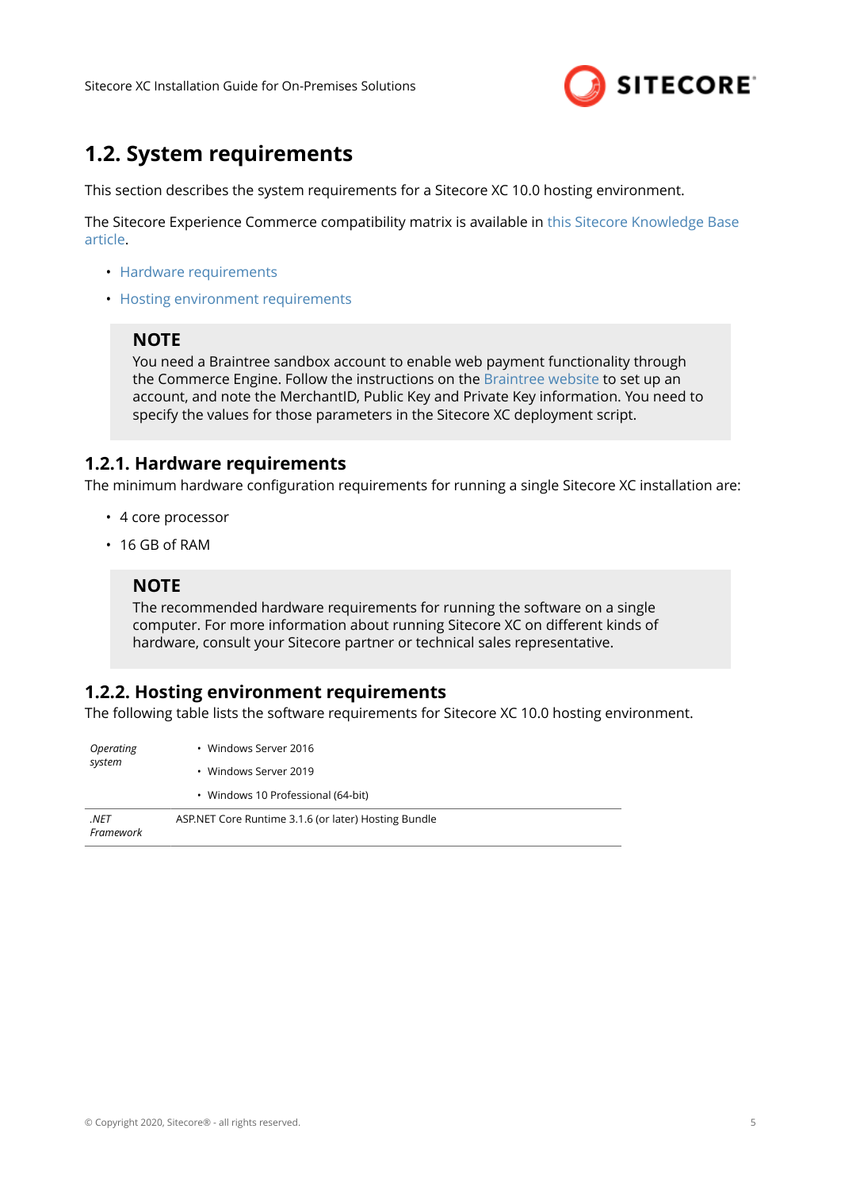## 1.2. System requirements

This section describes the system requirements for a Sitecore XC 10.0 hosting environment.

The Sitecore Experience Commerce compatibility matrix is available in this Sitecore Knowledge Base article.

- Hardware requirements
- Hosting environment requirements

> **NOTE**
> You need a Braintree sandbox account to enable web payment functionality through the Commerce Engine. Follow the instructions on the Braintree website to set up an account, and note the MerchantID, Public Key and Private Key information. You need to specify the values for those parameters in the Sitecore XC deployment script.

### 1.2.1. Hardware requirements

The minimum hardware configuration requirements for running a single Sitecore XC installation are:

- 4 core processor
- 16 GB of RAM

> **NOTE**
> The recommended hardware requirements for running the software on a single computer. For more information about running Sitecore XC on different kinds of hardware, consult your Sitecore partner or technical sales representative.

### 1.2.2. Hosting environment requirements

The following table lists the software requirements for Sitecore XC 10.0 hosting environment.

| | |
|---|---|
| *Operating system* | • Windows Server 2016<br>• Windows Server 2019<br>• Windows 10 Professional (64-bit) |
| *.NET Framework* | ASP.NET Core Runtime 3.1.6 (or later) Hosting Bundle |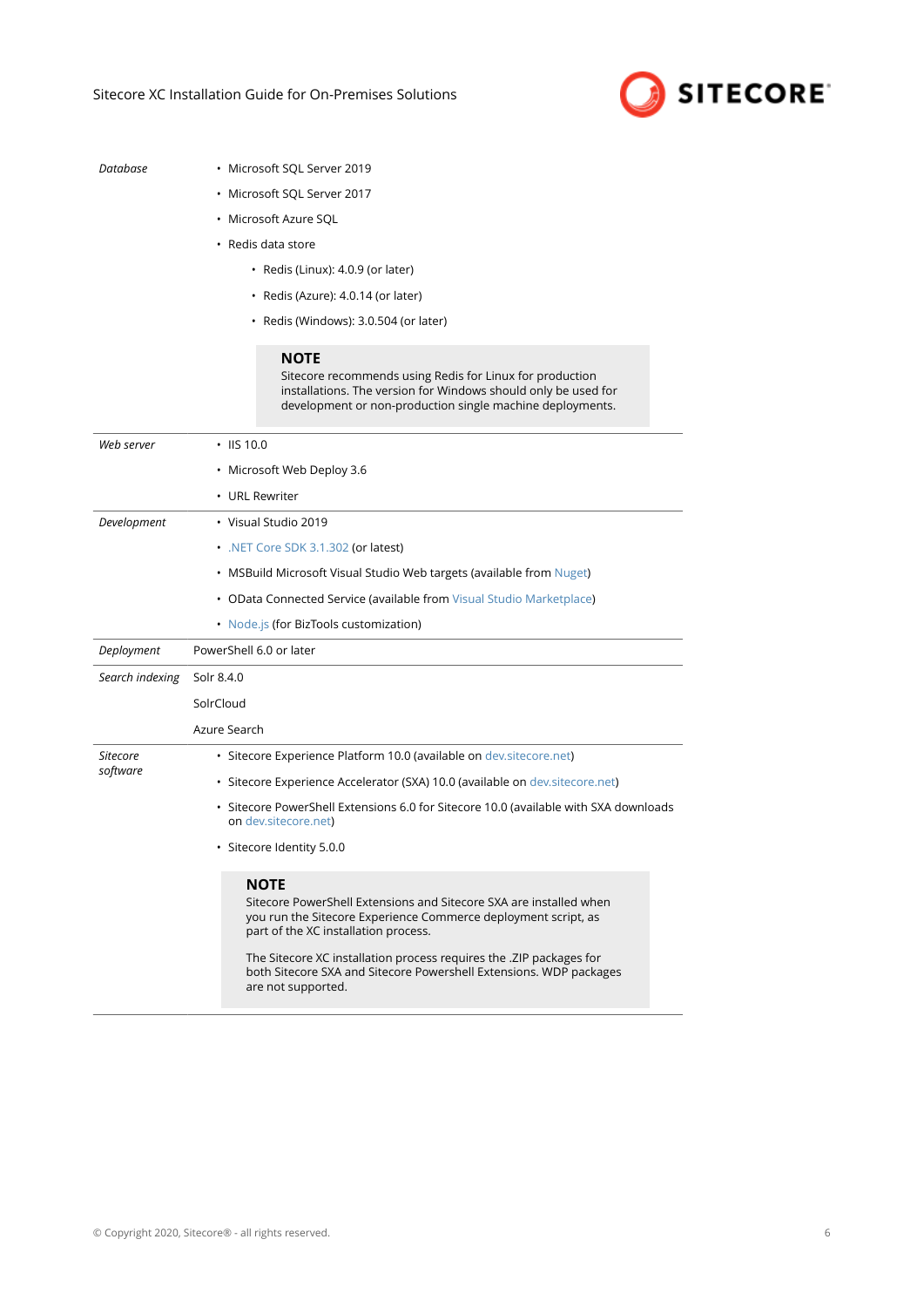| | |
|---|---|
| *Database* | • Microsoft SQL Server 2019<br>• Microsoft SQL Server 2017<br>• Microsoft Azure SQL<br>• Redis data store<br>&nbsp;&nbsp;&nbsp;&nbsp;• Redis (Linux): 4.0.9 (or later)<br>&nbsp;&nbsp;&nbsp;&nbsp;• Redis (Azure): 4.0.14 (or later)<br>&nbsp;&nbsp;&nbsp;&nbsp;• Redis (Windows): 3.0.504 (or later)<br><br>**NOTE**<br>Sitecore recommends using Redis for Linux for production installations. The version for Windows should only be used for development or non-production single machine deployments. |
| *Web server* | • IIS 10.0<br>• Microsoft Web Deploy 3.6<br>• URL Rewriter |
| *Development* | • Visual Studio 2019<br>• .NET Core SDK 3.1.302 (or latest)<br>• MSBuild Microsoft Visual Studio Web targets (available from Nuget)<br>• OData Connected Service (available from Visual Studio Marketplace)<br>• Node.js (for BizTools customization) |
| *Deployment* | PowerShell 6.0 or later |
| *Search indexing* | Solr 8.4.0<br>SolrCloud<br>Azure Search |
| *Sitecore software* | • Sitecore Experience Platform 10.0 (available on dev.sitecore.net)<br>• Sitecore Experience Accelerator (SXA) 10.0 (available on dev.sitecore.net)<br>• Sitecore PowerShell Extensions 6.0 for Sitecore 10.0 (available with SXA downloads on dev.sitecore.net)<br>• Sitecore Identity 5.0.0<br><br>**NOTE**<br>Sitecore PowerShell Extensions and Sitecore SXA are installed when you run the Sitecore Experience Commerce deployment script, as part of the XC installation process.<br><br>The Sitecore XC installation process requires the .ZIP packages for both Sitecore SXA and Sitecore Powershell Extensions. WDP packages are not supported. |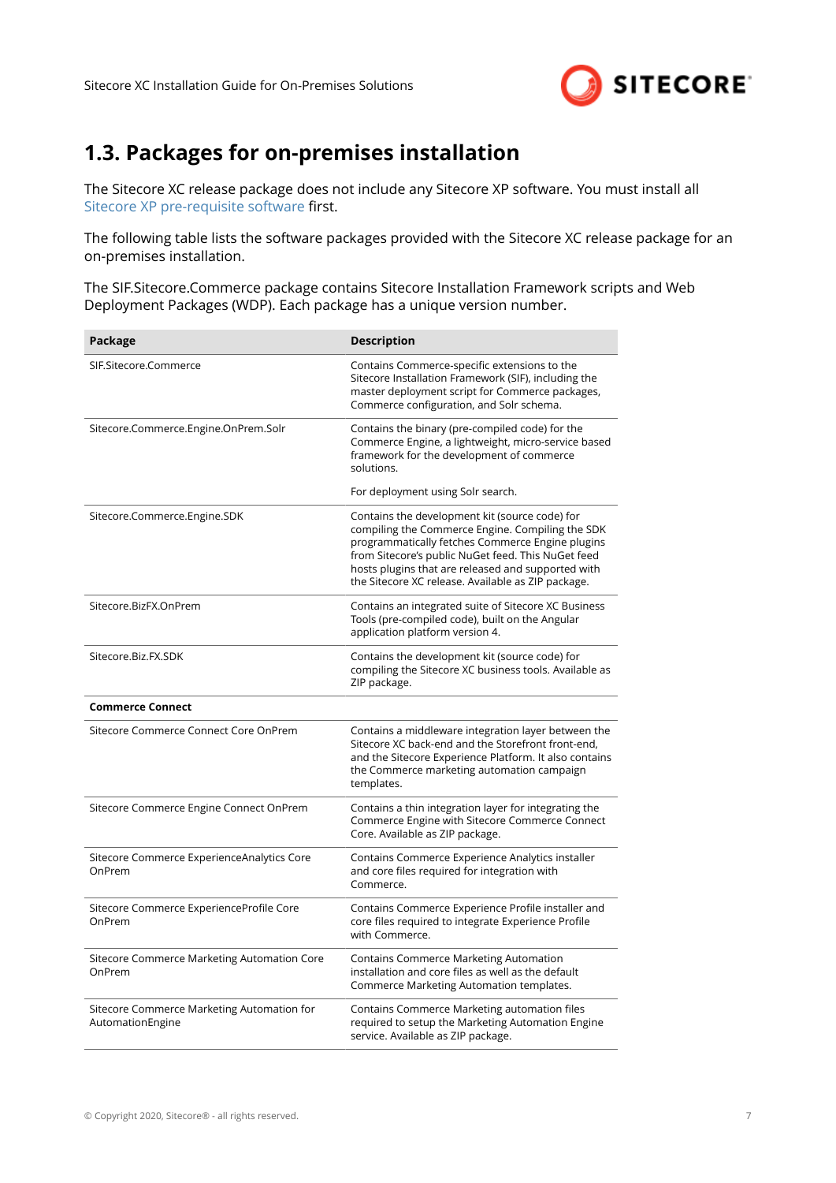## 1.3. Packages for on-premises installation

The Sitecore XC release package does not include any Sitecore XP software. You must install all Sitecore XP pre-requisite software first.

The following table lists the software packages provided with the Sitecore XC release package for an on-premises installation.

The SIF.Sitecore.Commerce package contains Sitecore Installation Framework scripts and Web Deployment Packages (WDP). Each package has a unique version number.

| Package | Description |
| --- | --- |
| SIF.Sitecore.Commerce | Contains Commerce-specific extensions to the Sitecore Installation Framework (SIF), including the master deployment script for Commerce packages, Commerce configuration, and Solr schema. |
| Sitecore.Commerce.Engine.OnPrem.Solr | Contains the binary (pre-compiled code) for the Commerce Engine, a lightweight, micro-service based framework for the development of commerce solutions.<br><br>For deployment using Solr search. |
| Sitecore.Commerce.Engine.SDK | Contains the development kit (source code) for compiling the Commerce Engine. Compiling the SDK programmatically fetches Commerce Engine plugins from Sitecore's public NuGet feed. This NuGet feed hosts plugins that are released and supported with the Sitecore XC release. Available as ZIP package. |
| Sitecore.BizFX.OnPrem | Contains an integrated suite of Sitecore XC Business Tools (pre-compiled code), built on the Angular application platform version 4. |
| Sitecore.Biz.FX.SDK | Contains the development kit (source code) for compiling the Sitecore XC business tools. Available as ZIP package. |
| **Commerce Connect** | |
| Sitecore Commerce Connect Core OnPrem | Contains a middleware integration layer between the Sitecore XC back-end and the Storefront front-end, and the Sitecore Experience Platform. It also contains the Commerce marketing automation campaign templates. |
| Sitecore Commerce Engine Connect OnPrem | Contains a thin integration layer for integrating the Commerce Engine with Sitecore Commerce Connect Core. Available as ZIP package. |
| Sitecore Commerce ExperienceAnalytics Core OnPrem | Contains Commerce Experience Analytics installer and core files required for integration with Commerce. |
| Sitecore Commerce ExperienceProfile Core OnPrem | Contains Commerce Experience Profile installer and core files required to integrate Experience Profile with Commerce. |
| Sitecore Commerce Marketing Automation Core OnPrem | Contains Commerce Marketing Automation installation and core files as well as the default Commerce Marketing Automation templates. |
| Sitecore Commerce Marketing Automation for AutomationEngine | Contains Commerce Marketing automation files required to setup the Marketing Automation Engine service. Available as ZIP package. |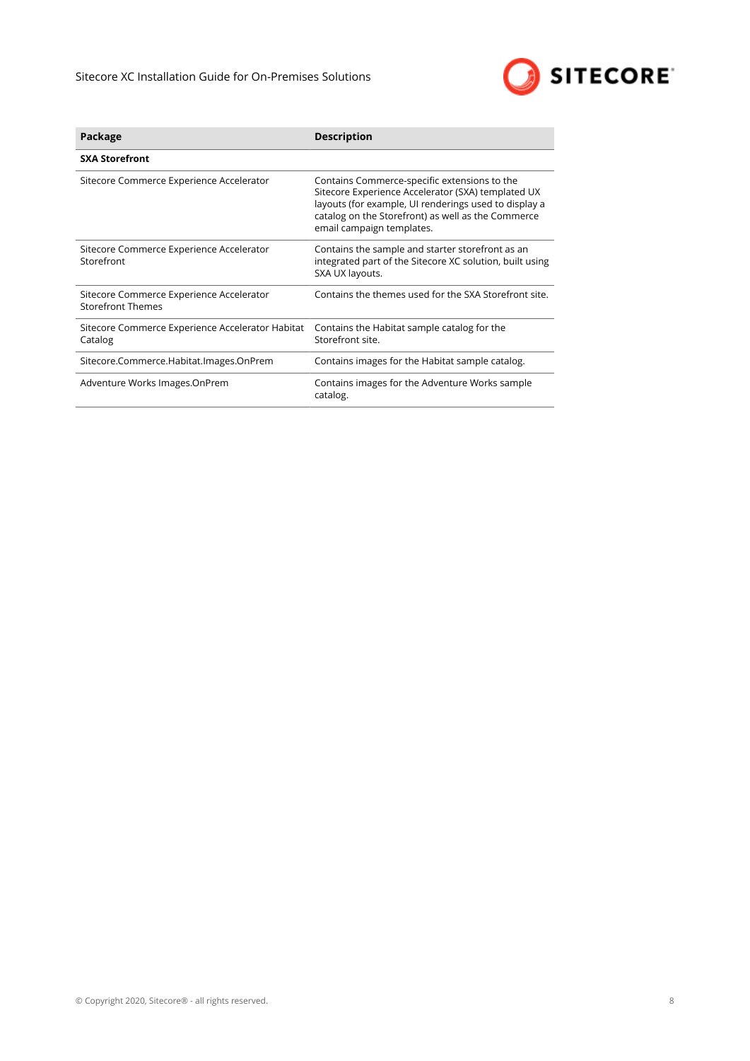| Package | Description |
|---|---|
| **SXA Storefront** | |
| Sitecore Commerce Experience Accelerator | Contains Commerce-specific extensions to the Sitecore Experience Accelerator (SXA) templated UX layouts (for example, UI renderings used to display a catalog on the Storefront) as well as the Commerce email campaign templates. |
| Sitecore Commerce Experience Accelerator Storefront | Contains the sample and starter storefront as an integrated part of the Sitecore XC solution, built using SXA UX layouts. |
| Sitecore Commerce Experience Accelerator Storefront Themes | Contains the themes used for the SXA Storefront site. |
| Sitecore Commerce Experience Accelerator Habitat Catalog | Contains the Habitat sample catalog for the Storefront site. |
| Sitecore.Commerce.Habitat.Images.OnPrem | Contains images for the Habitat sample catalog. |
| Adventure Works Images.OnPrem | Contains images for the Adventure Works sample catalog. |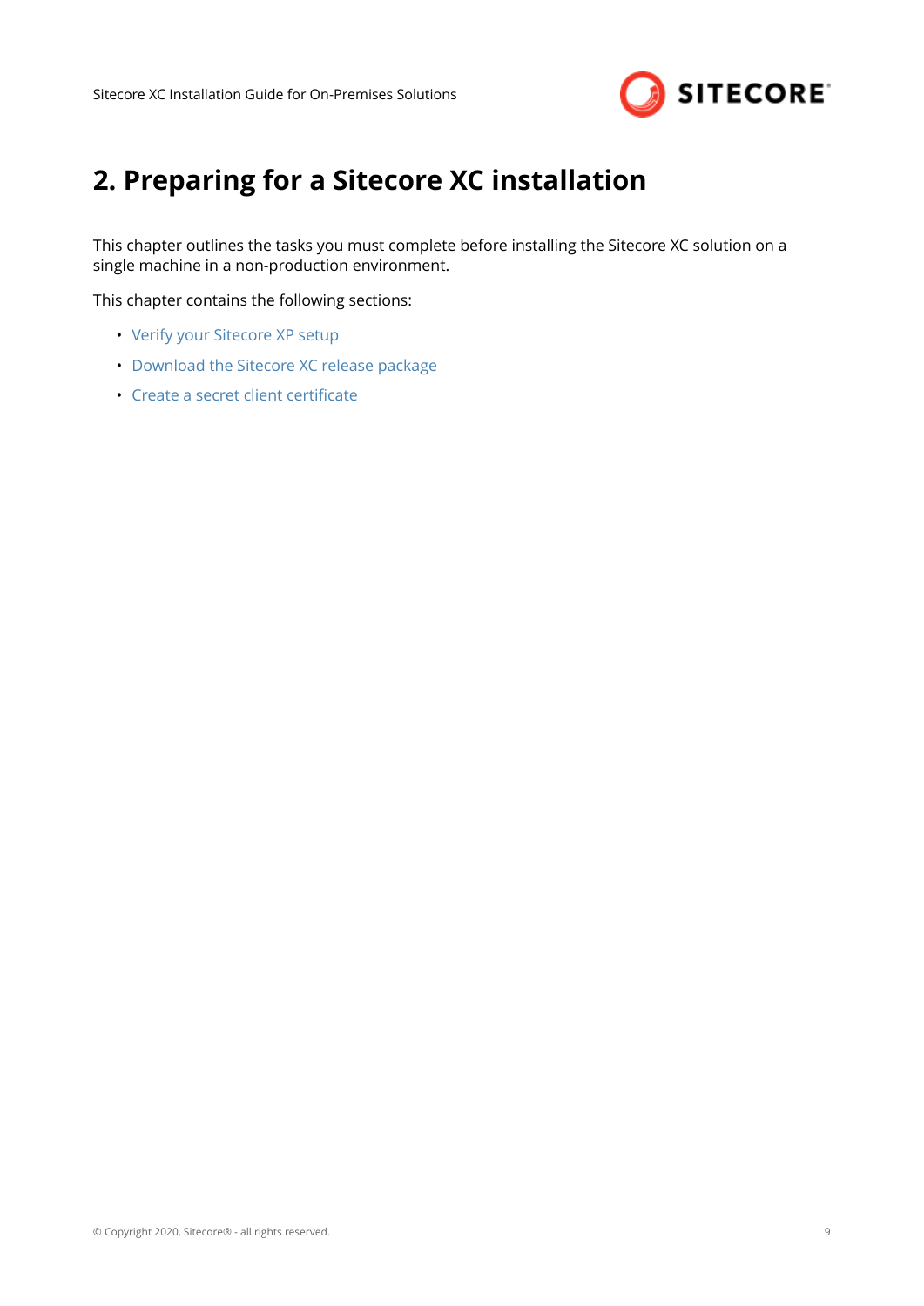# 2. Preparing for a Sitecore XC installation

This chapter outlines the tasks you must complete before installing the Sitecore XC solution on a single machine in a non-production environment.

This chapter contains the following sections:

- Verify your Sitecore XP setup
- Download the Sitecore XC release package
- Create a secret client certificate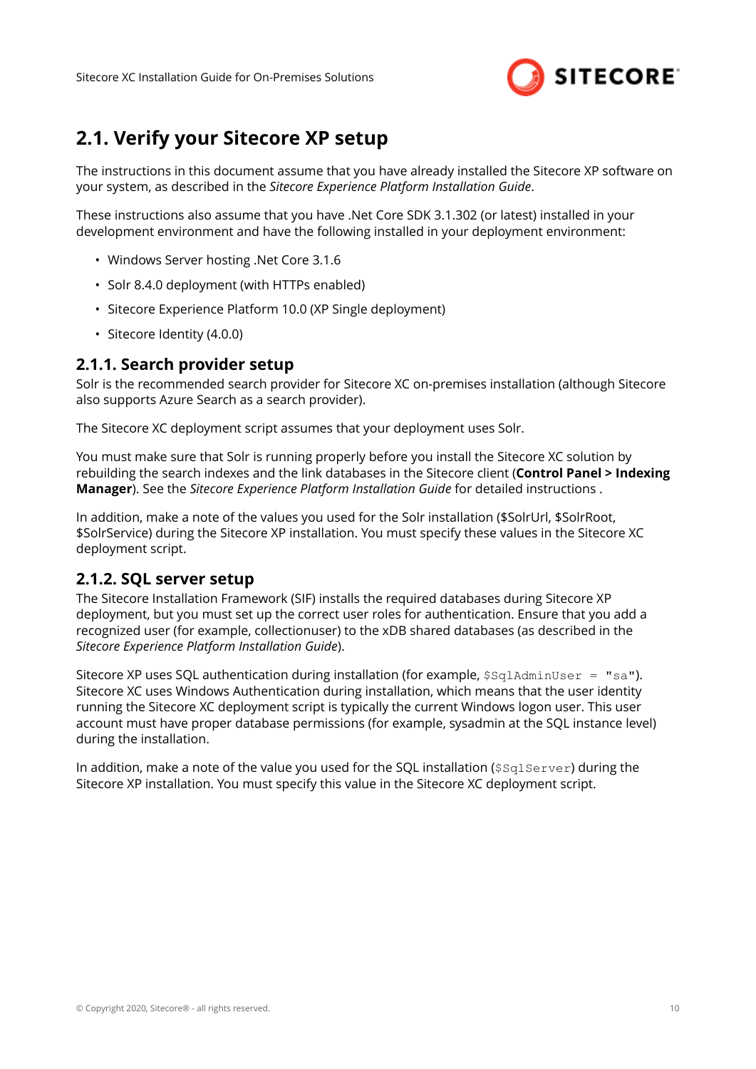## 2.1. Verify your Sitecore XP setup

The instructions in this document assume that you have already installed the Sitecore XP software on your system, as described in the *Sitecore Experience Platform Installation Guide*.

These instructions also assume that you have .Net Core SDK 3.1.302 (or latest) installed in your development environment and have the following installed in your deployment environment:

- Windows Server hosting .Net Core 3.1.6
- Solr 8.4.0 deployment (with HTTPs enabled)
- Sitecore Experience Platform 10.0 (XP Single deployment)
- Sitecore Identity (4.0.0)

### 2.1.1. Search provider setup

Solr is the recommended search provider for Sitecore XC on-premises installation (although Sitecore also supports Azure Search as a search provider).

The Sitecore XC deployment script assumes that your deployment uses Solr.

You must make sure that Solr is running properly before you install the Sitecore XC solution by rebuilding the search indexes and the link databases in the Sitecore client (**Control Panel > Indexing Manager**). See the *Sitecore Experience Platform Installation Guide* for detailed instructions .

In addition, make a note of the values you used for the Solr installation ($SolrUrl, $SolrRoot, $SolrService) during the Sitecore XP installation. You must specify these values in the Sitecore XC deployment script.

### 2.1.2. SQL server setup

The Sitecore Installation Framework (SIF) installs the required databases during Sitecore XP deployment, but you must set up the correct user roles for authentication. Ensure that you add a recognized user (for example, collectionuser) to the xDB shared databases (as described in the *Sitecore Experience Platform Installation Guide*).

Sitecore XP uses SQL authentication during installation (for example, `$SqlAdminUser = "sa"`). Sitecore XC uses Windows Authentication during installation, which means that the user identity running the Sitecore XC deployment script is typically the current Windows logon user. This user account must have proper database permissions (for example, sysadmin at the SQL instance level) during the installation.

In addition, make a note of the value you used for the SQL installation (`$SqlServer`) during the Sitecore XP installation. You must specify this value in the Sitecore XC deployment script.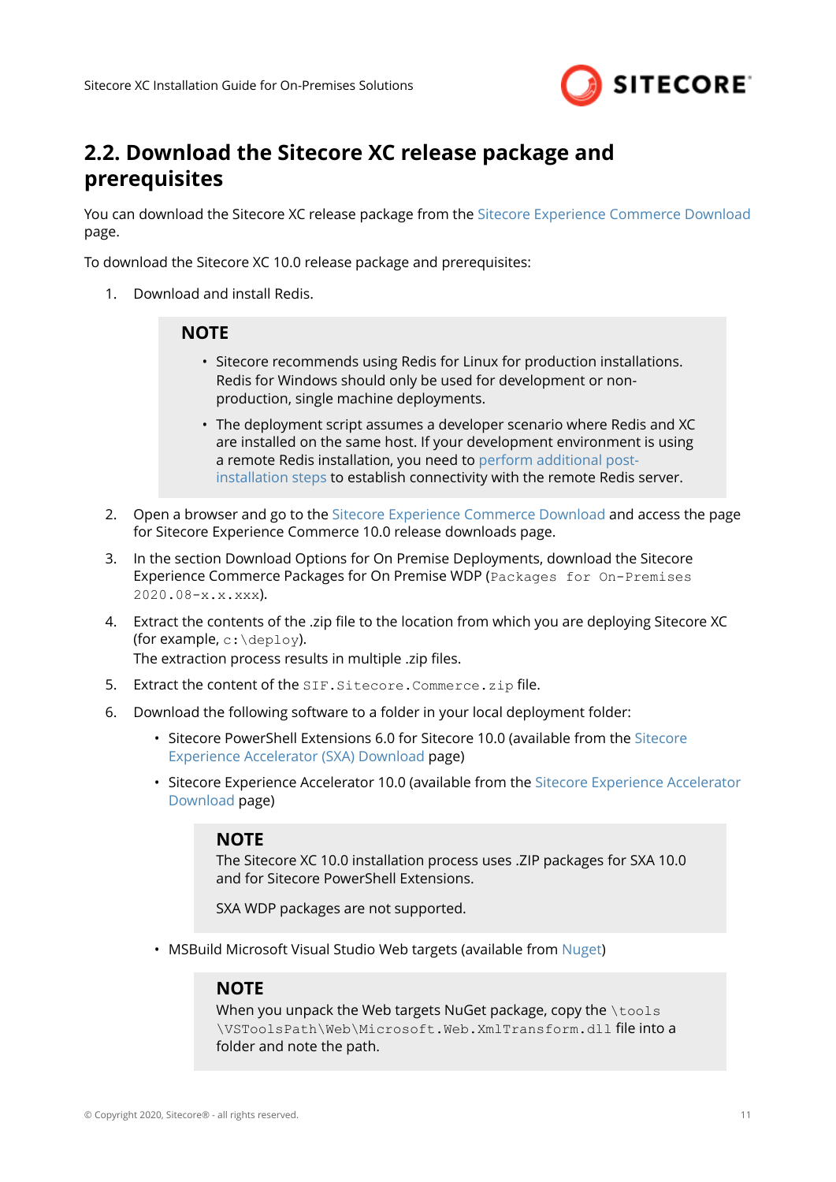## 2.2. Download the Sitecore XC release package and prerequisites

You can download the Sitecore XC release package from the Sitecore Experience Commerce Download page.

To download the Sitecore XC 10.0 release package and prerequisites:

1. Download and install Redis.

   > **NOTE**
   >
   > - Sitecore recommends using Redis for Linux for production installations. Redis for Windows should only be used for development or non-production, single machine deployments.
   > - The deployment script assumes a developer scenario where Redis and XC are installed on the same host. If your development environment is using a remote Redis installation, you need to perform additional post-installation steps to establish connectivity with the remote Redis server.

2. Open a browser and go to the Sitecore Experience Commerce Download and access the page for Sitecore Experience Commerce 10.0 release downloads page.
3. In the section Download Options for On Premise Deployments, download the Sitecore Experience Commerce Packages for On Premise WDP (`Packages for On-Premises 2020.08-x.x.xxx`).
4. Extract the contents of the .zip file to the location from which you are deploying Sitecore XC (for example, `c:\deploy`).
   The extraction process results in multiple .zip files.
5. Extract the content of the `SIF.Sitecore.Commerce.zip` file.
6. Download the following software to a folder in your local deployment folder:
   - Sitecore PowerShell Extensions 6.0 for Sitecore 10.0 (available from the Sitecore Experience Accelerator (SXA) Download page)
   - Sitecore Experience Accelerator 10.0 (available from the Sitecore Experience Accelerator Download page)

     > **NOTE**
     >
     > The Sitecore XC 10.0 installation process uses .ZIP packages for SXA 10.0 and for Sitecore PowerShell Extensions.
     >
     > SXA WDP packages are not supported.

   - MSBuild Microsoft Visual Studio Web targets (available from Nuget)

     > **NOTE**
     >
     > When you unpack the Web targets NuGet package, copy the `\tools\VSToolsPath\Web\Microsoft.Web.XmlTransform.dll` file into a folder and note the path.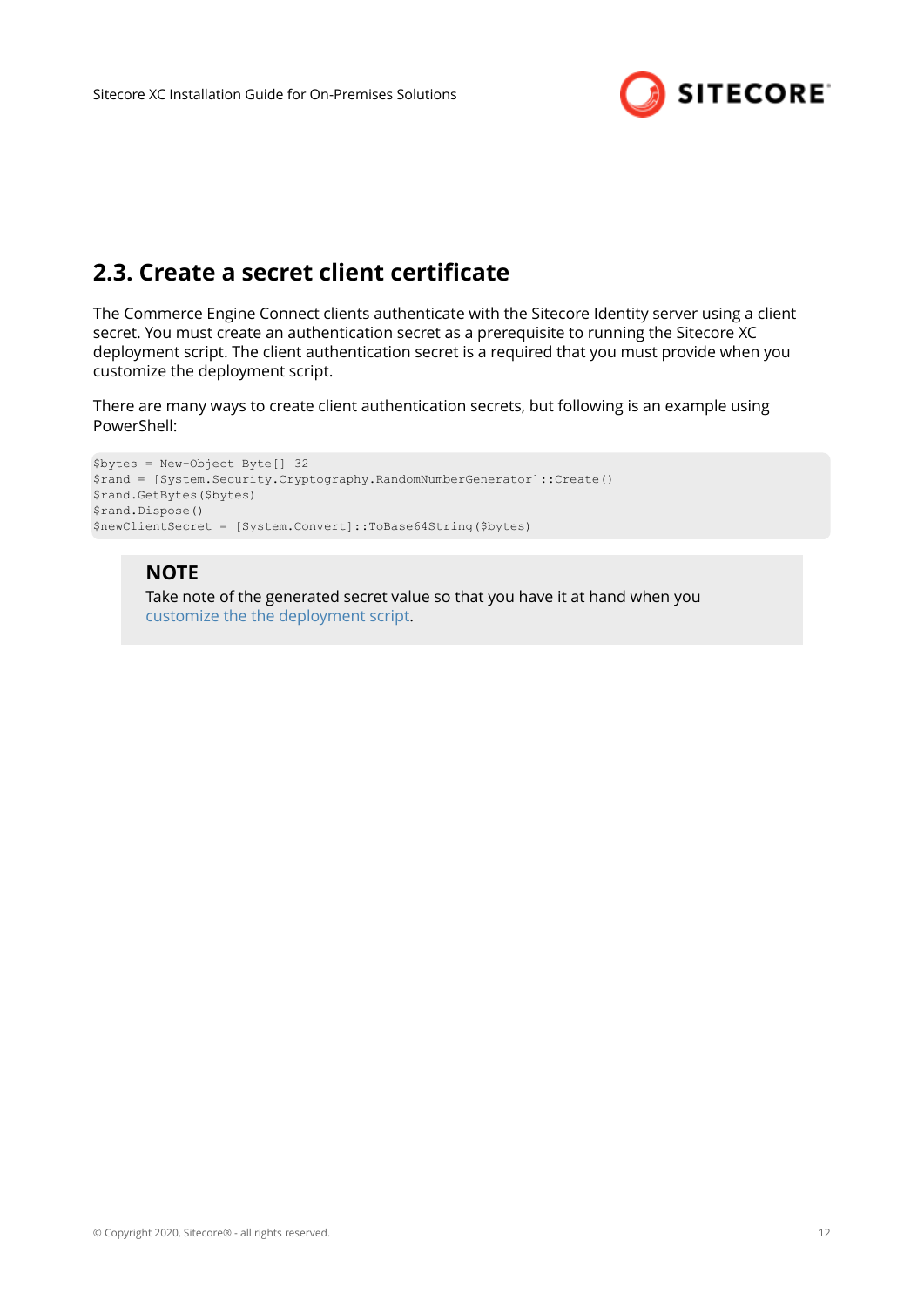## 2.3. Create a secret client certificate

The Commerce Engine Connect clients authenticate with the Sitecore Identity server using a client secret. You must create an authentication secret as a prerequisite to running the Sitecore XC deployment script. The client authentication secret is a required that you must provide when you customize the deployment script.

There are many ways to create client authentication secrets, but following is an example using PowerShell:

```
$bytes = New-Object Byte[] 32
$rand = [System.Security.Cryptography.RandomNumberGenerator]::Create()
$rand.GetBytes($bytes)
$rand.Dispose()
$newClientSecret = [System.Convert]::ToBase64String($bytes)
```

> **NOTE**
>
> Take note of the generated secret value so that you have it at hand when you customize the the deployment script.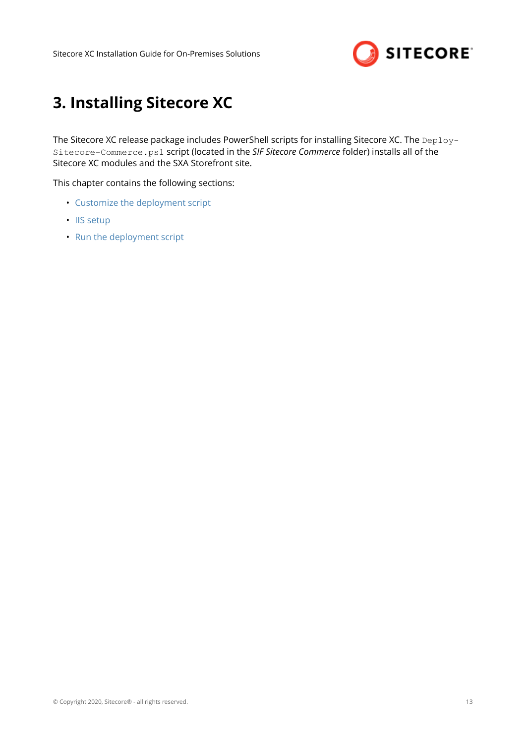# 3. Installing Sitecore XC

The Sitecore XC release package includes PowerShell scripts for installing Sitecore XC. The `Deploy-Sitecore-Commerce.ps1` script (located in the *SIF Sitecore Commerce* folder) installs all of the Sitecore XC modules and the SXA Storefront site.

This chapter contains the following sections:

- Customize the deployment script
- IIS setup
- Run the deployment script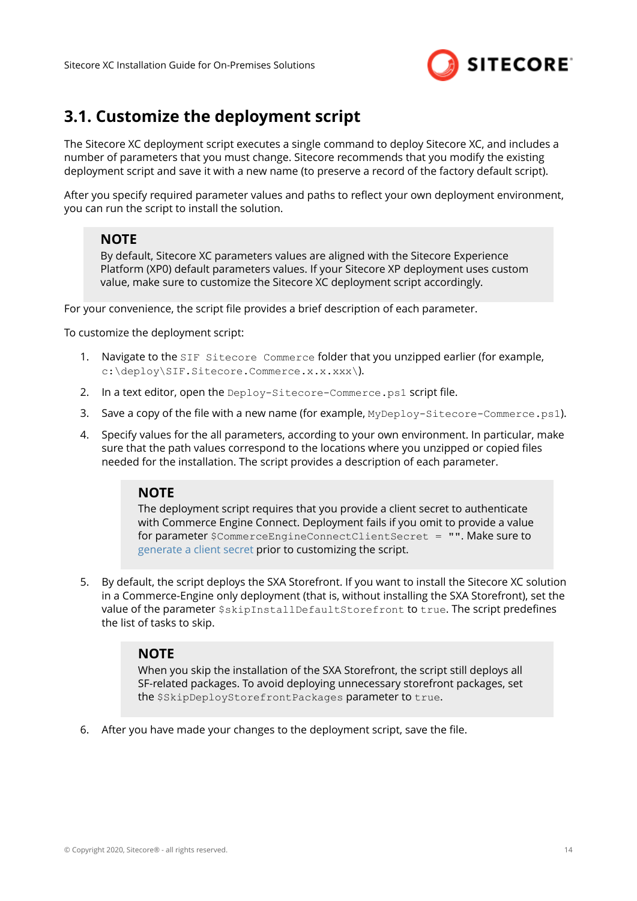## 3.1. Customize the deployment script

The Sitecore XC deployment script executes a single command to deploy Sitecore XC, and includes a number of parameters that you must change. Sitecore recommends that you modify the existing deployment script and save it with a new name (to preserve a record of the factory default script).

After you specify required parameter values and paths to reflect your own deployment environment, you can run the script to install the solution.

> **NOTE**
> By default, Sitecore XC parameters values are aligned with the Sitecore Experience Platform (XP0) default parameters values. If your Sitecore XP deployment uses custom value, make sure to customize the Sitecore XC deployment script accordingly.

For your convenience, the script file provides a brief description of each parameter.

To customize the deployment script:

1. Navigate to the `SIF Sitecore Commerce` folder that you unzipped earlier (for example, `c:\deploy\SIF.Sitecore.Commerce.x.x.xxx\`).
2. In a text editor, open the `Deploy-Sitecore-Commerce.ps1` script file.
3. Save a copy of the file with a new name (for example, `MyDeploy-Sitecore-Commerce.ps1`).
4. Specify values for the all parameters, according to your own environment. In particular, make sure that the path values correspond to the locations where you unzipped or copied files needed for the installation. The script provides a description of each parameter.

   > **NOTE**
   > The deployment script requires that you provide a client secret to authenticate with Commerce Engine Connect. Deployment fails if you omit to provide a value for parameter `$CommerceEngineConnectClientSecret = ""`. Make sure to generate a client secret prior to customizing the script.

5. By default, the script deploys the SXA Storefront. If you want to install the Sitecore XC solution in a Commerce-Engine only deployment (that is, without installing the SXA Storefront), set the value of the parameter `$skipInstallDefaultStorefront` to `true`. The script predefines the list of tasks to skip.

   > **NOTE**
   > When you skip the installation of the SXA Storefront, the script still deploys all SF-related packages. To avoid deploying unnecessary storefront packages, set the `$SkipDeployStorefrontPackages` parameter to `true`.

6. After you have made your changes to the deployment script, save the file.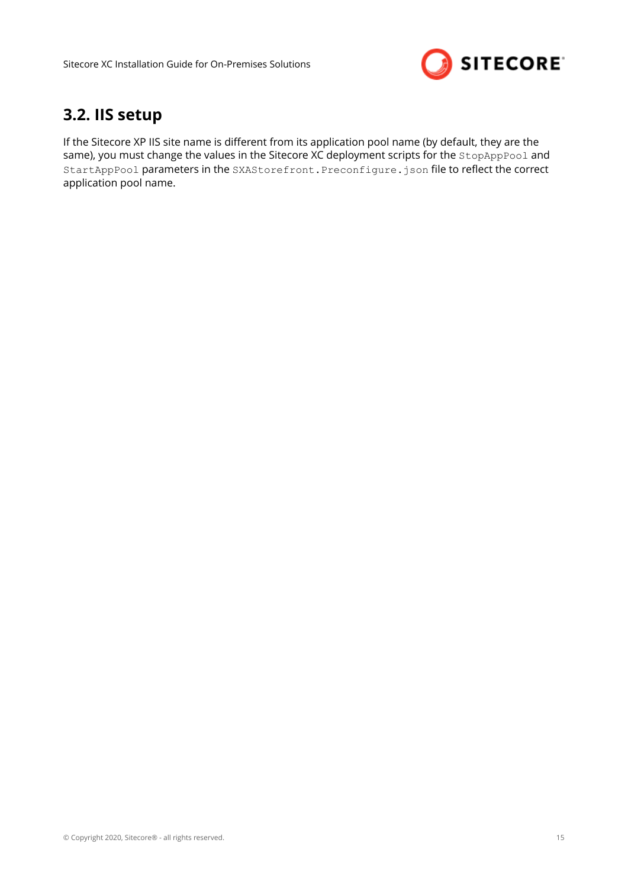## 3.2. IIS setup

If the Sitecore XP IIS site name is different from its application pool name (by default, they are the same), you must change the values in the Sitecore XC deployment scripts for the `StopAppPool` and `StartAppPool` parameters in the `SXAStorefront.Preconfigure.json` file to reflect the correct application pool name.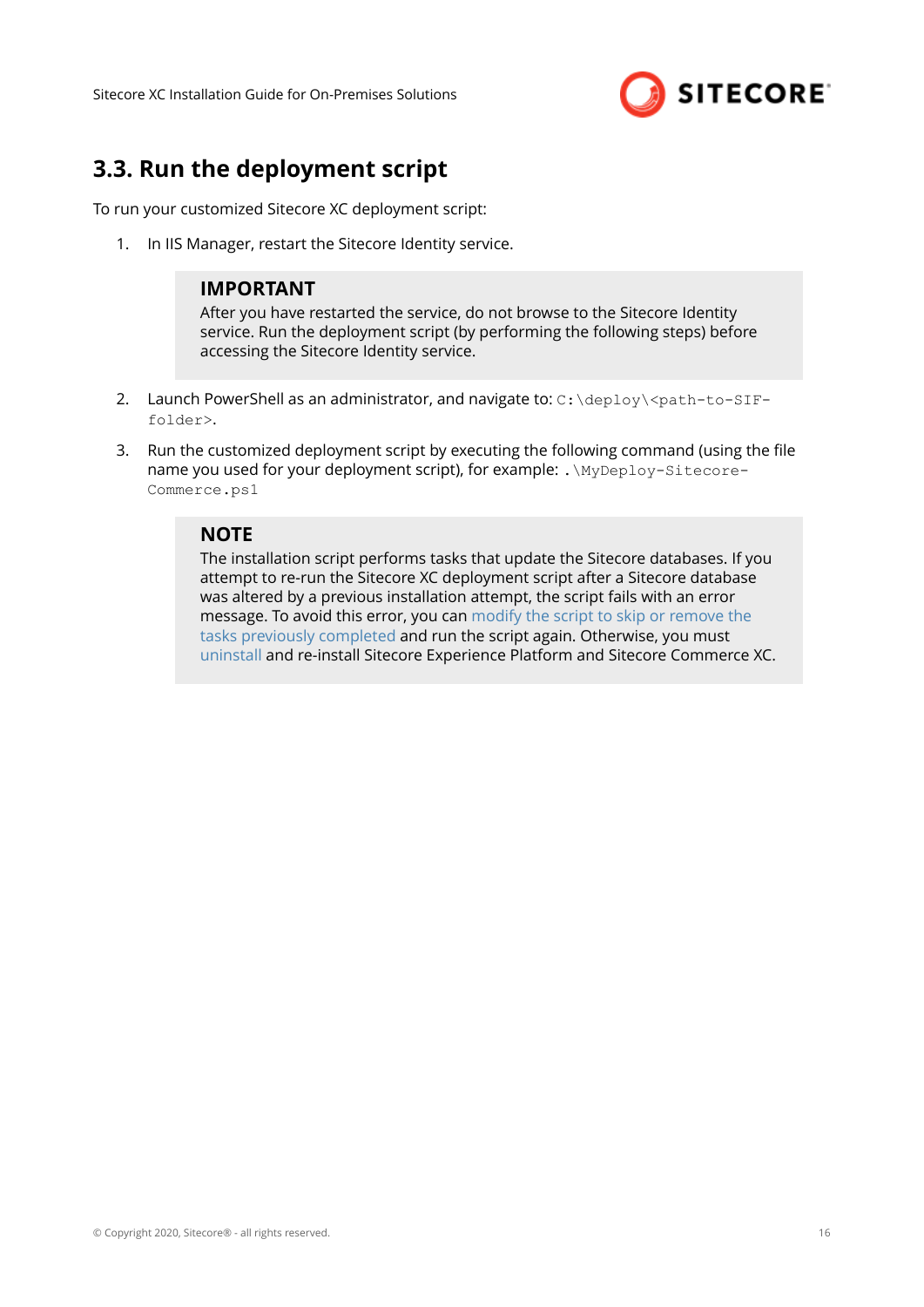## 3.3. Run the deployment script

To run your customized Sitecore XC deployment script:

1. In IIS Manager, restart the Sitecore Identity service.

   > **IMPORTANT**
   > After you have restarted the service, do not browse to the Sitecore Identity service. Run the deployment script (by performing the following steps) before accessing the Sitecore Identity service.

2. Launch PowerShell as an administrator, and navigate to: `C:\deploy\<path-to-SIF-folder>`.

3. Run the customized deployment script by executing the following command (using the file name you used for your deployment script), for example: `.\MyDeploy-Sitecore-Commerce.ps1`

   > **NOTE**
   > The installation script performs tasks that update the Sitecore databases. If you attempt to re-run the Sitecore XC deployment script after a Sitecore database was altered by a previous installation attempt, the script fails with an error message. To avoid this error, you can modify the script to skip or remove the tasks previously completed and run the script again. Otherwise, you must uninstall and re-install Sitecore Experience Platform and Sitecore Commerce XC.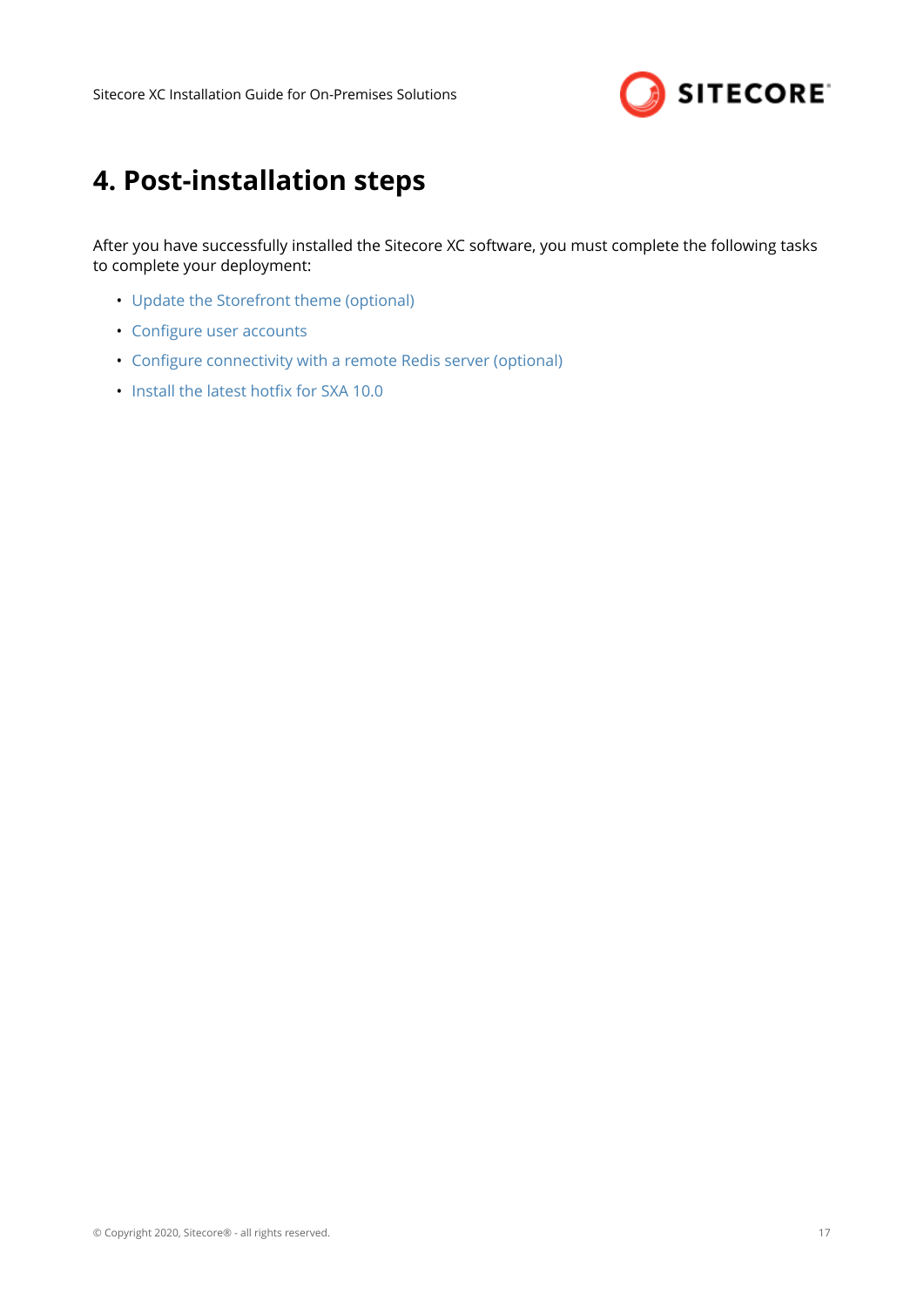# 4. Post-installation steps

After you have successfully installed the Sitecore XC software, you must complete the following tasks to complete your deployment:

- Update the Storefront theme (optional)
- Configure user accounts
- Configure connectivity with a remote Redis server (optional)
- Install the latest hotfix for SXA 10.0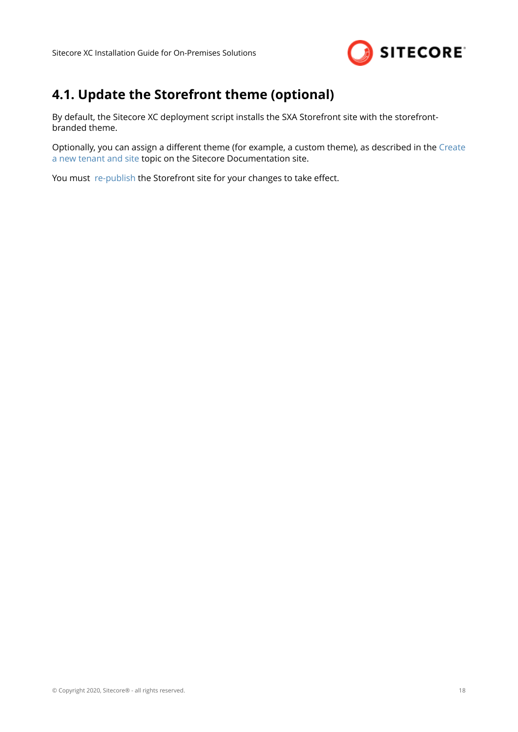## 4.1. Update the Storefront theme (optional)

By default, the Sitecore XC deployment script installs the SXA Storefront site with the storefront-branded theme.

Optionally, you can assign a different theme (for example, a custom theme), as described in the Create a new tenant and site topic on the Sitecore Documentation site.

You must re-publish the Storefront site for your changes to take effect.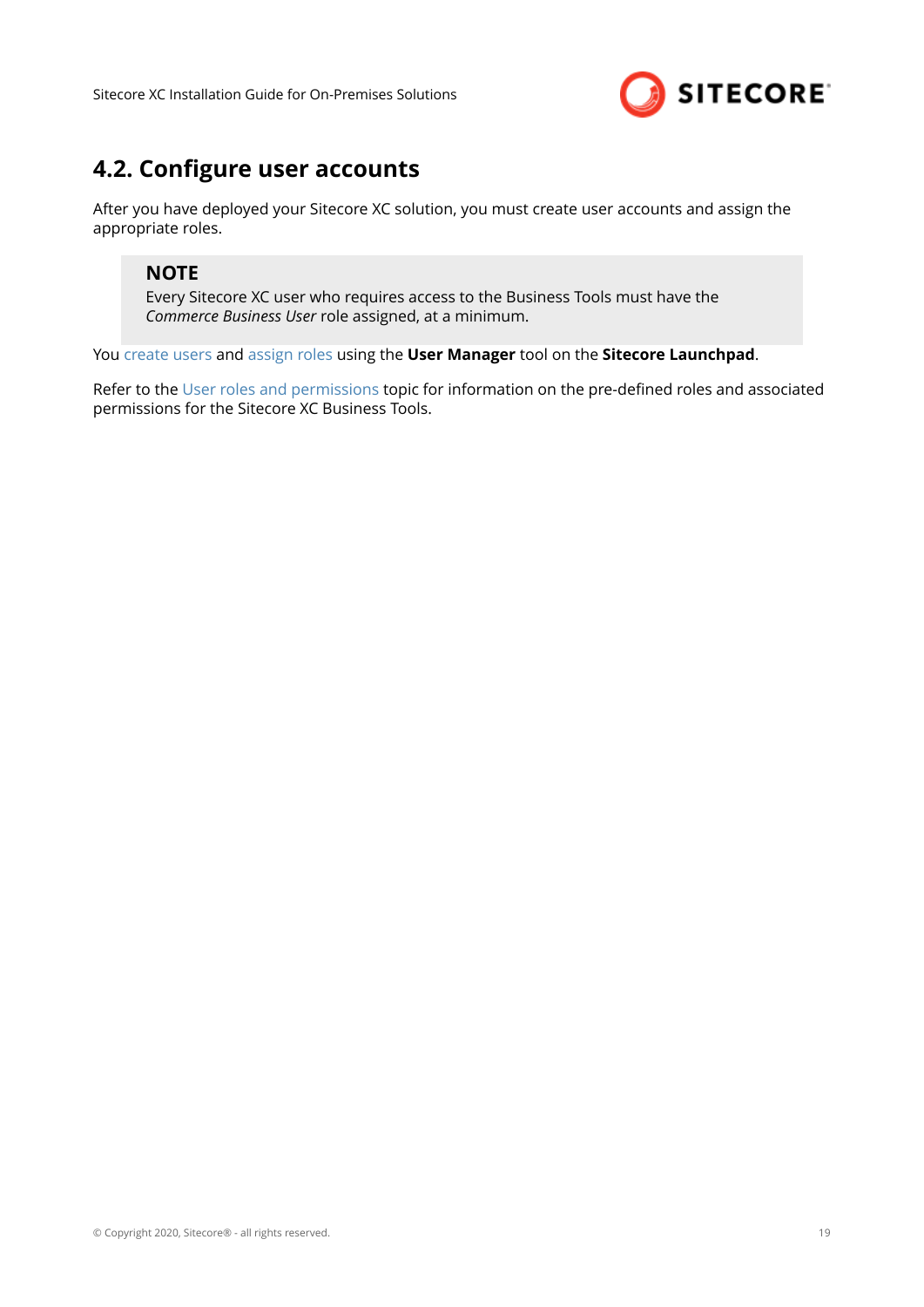## 4.2. Configure user accounts

After you have deployed your Sitecore XC solution, you must create user accounts and assign the appropriate roles.

> **NOTE**
> Every Sitecore XC user who requires access to the Business Tools must have the *Commerce Business User* role assigned, at a minimum.

You create users and assign roles using the **User Manager** tool on the **Sitecore Launchpad**.

Refer to the User roles and permissions topic for information on the pre-defined roles and associated permissions for the Sitecore XC Business Tools.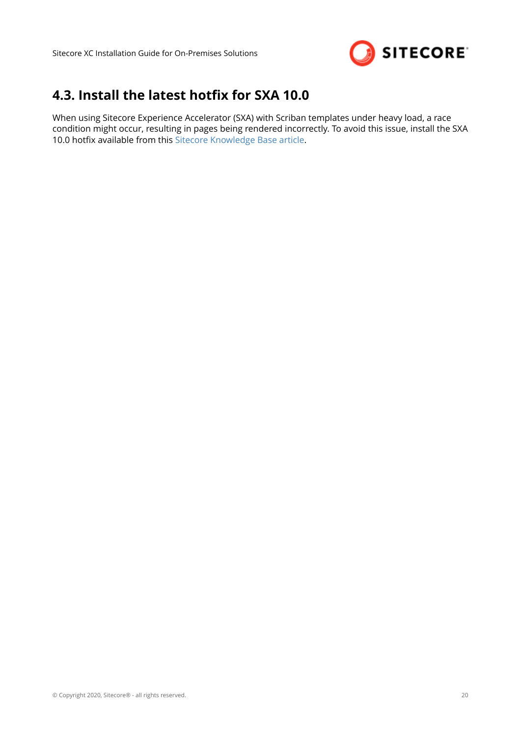## 4.3. Install the latest hotfix for SXA 10.0

When using Sitecore Experience Accelerator (SXA) with Scriban templates under heavy load, a race condition might occur, resulting in pages being rendered incorrectly. To avoid this issue, install the SXA 10.0 hotfix available from this Sitecore Knowledge Base article.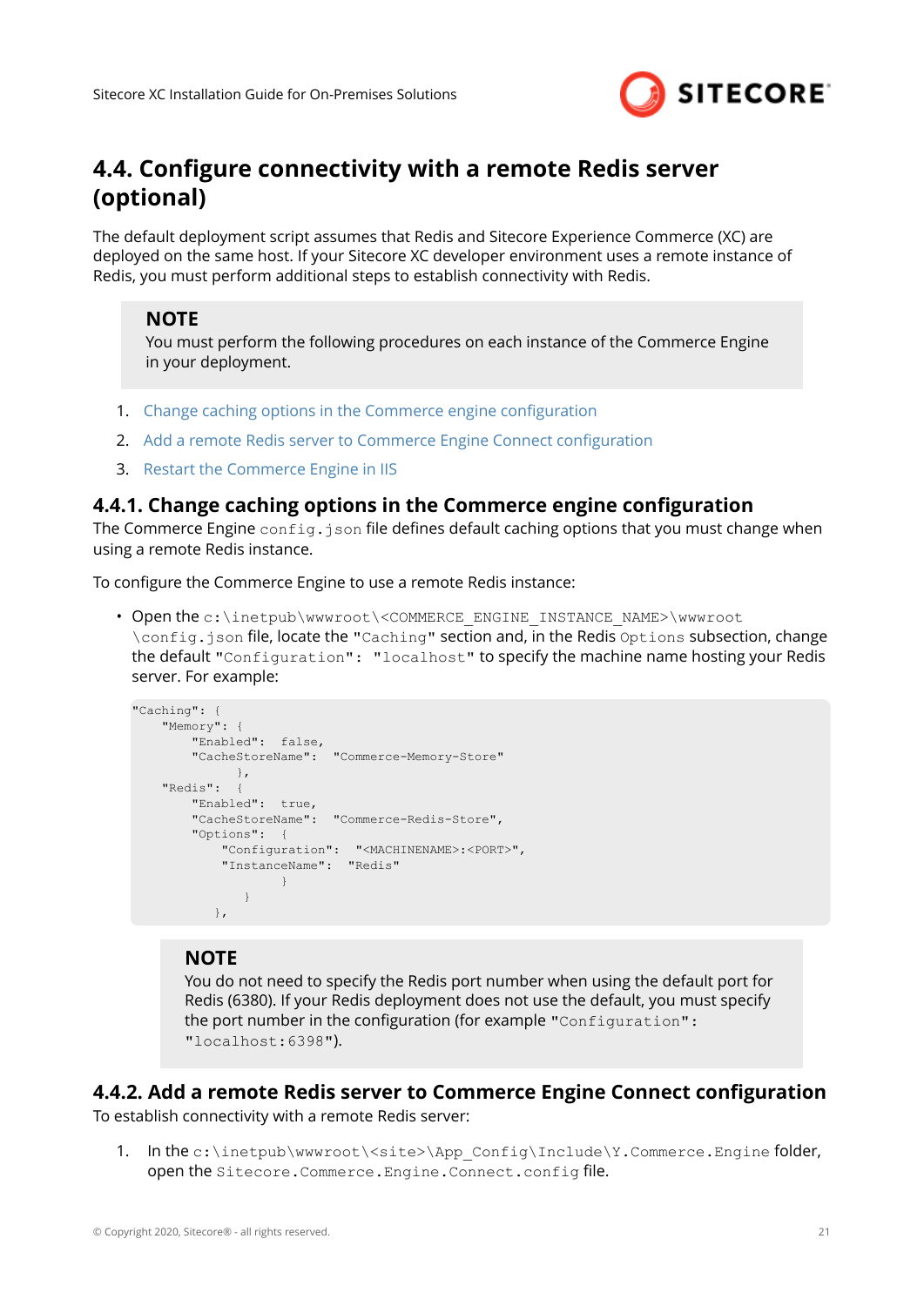## 4.4. Configure connectivity with a remote Redis server (optional)

The default deployment script assumes that Redis and Sitecore Experience Commerce (XC) are deployed on the same host. If your Sitecore XC developer environment uses a remote instance of Redis, you must perform additional steps to establish connectivity with Redis.

> **NOTE**
> You must perform the following procedures on each instance of the Commerce Engine in your deployment.

1. Change caching options in the Commerce engine configuration
2. Add a remote Redis server to Commerce Engine Connect configuration
3. Restart the Commerce Engine in IIS

### 4.4.1. Change caching options in the Commerce engine configuration

The Commerce Engine `config.json` file defines default caching options that you must change when using a remote Redis instance.

To configure the Commerce Engine to use a remote Redis instance:

- Open the `c:\inetpub\wwwroot\<COMMERCE_ENGINE_INSTANCE_NAME>\wwwroot\config.json` file, locate the `"Caching"` section and, in the Redis `Options` subsection, change the default `"Configuration": "localhost"` to specify the machine name hosting your Redis server. For example:

```
"Caching": {
    "Memory": {
        "Enabled":  false,
        "CacheStoreName":  "Commerce-Memory-Store"
              },
    "Redis":  {
        "Enabled":  true,
        "CacheStoreName":  "Commerce-Redis-Store",
        "Options":  {
            "Configuration":  "<MACHINENAME>:<PORT>",
            "InstanceName":  "Redis"
                    }
             }
         },
```

> **NOTE**
> You do not need to specify the Redis port number when using the default port for Redis (6380). If your Redis deployment does not use the default, you must specify the port number in the configuration (for example `"Configuration": "localhost:6398"`).

### 4.4.2. Add a remote Redis server to Commerce Engine Connect configuration

To establish connectivity with a remote Redis server:

1. In the `c:\inetpub\wwwroot\<site>\App_Config\Include\Y.Commerce.Engine` folder, open the `Sitecore.Commerce.Engine.Connect.config` file.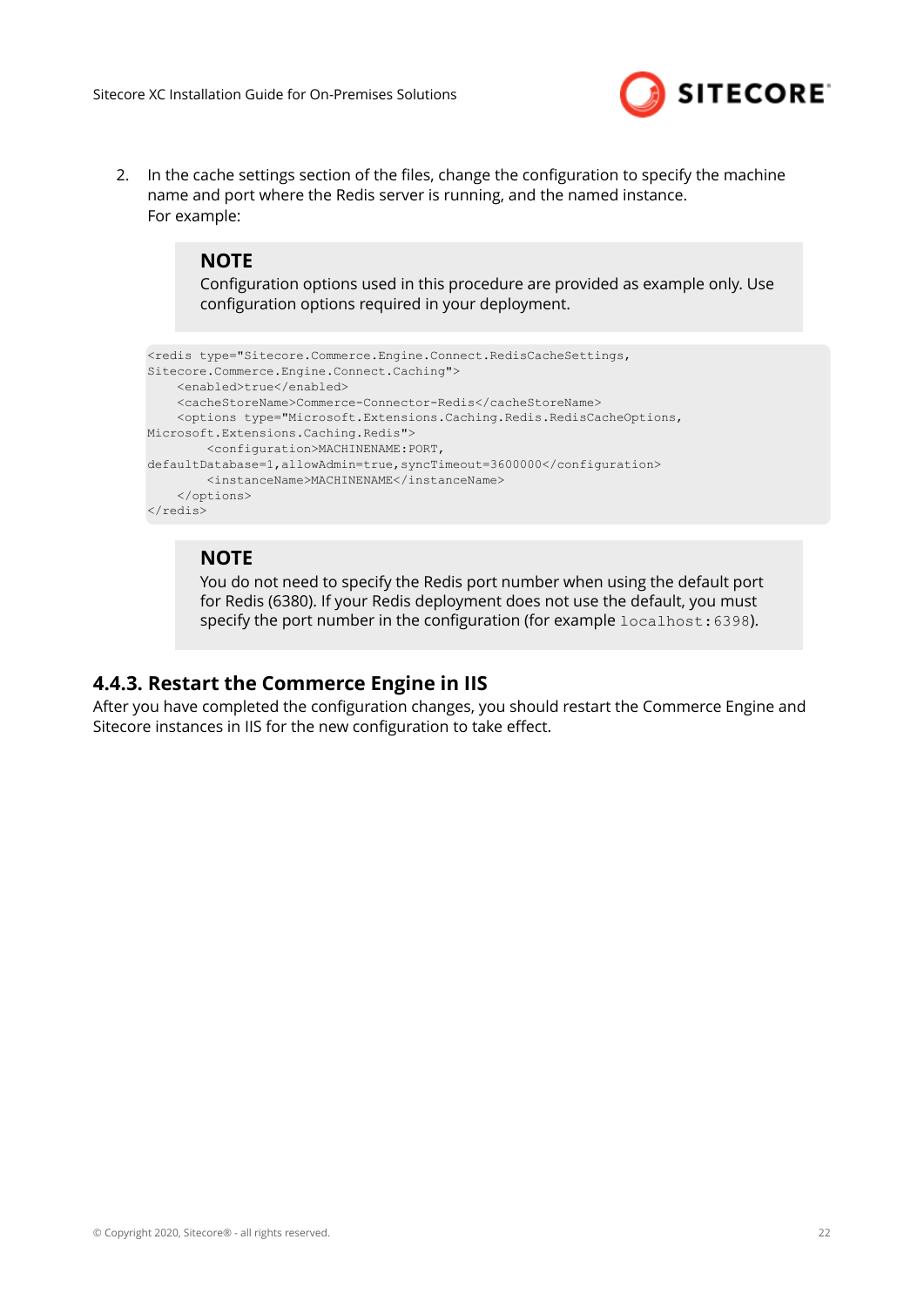2. In the cache settings section of the files, change the configuration to specify the machine name and port where the Redis server is running, and the named instance.
   For example:

   > **NOTE**
   > Configuration options used in this procedure are provided as example only. Use configuration options required in your deployment.

```
<redis type="Sitecore.Commerce.Engine.Connect.RedisCacheSettings,
Sitecore.Commerce.Engine.Connect.Caching">
    <enabled>true</enabled>
    <cacheStoreName>Commerce-Connector-Redis</cacheStoreName>
    <options type="Microsoft.Extensions.Caching.Redis.RedisCacheOptions,
Microsoft.Extensions.Caching.Redis">
        <configuration>MACHINENAME:PORT,
defaultDatabase=1,allowAdmin=true,syncTimeout=3600000</configuration>
        <instanceName>MACHINENAME</instanceName>
    </options>
</redis>
```

   > **NOTE**
   > You do not need to specify the Redis port number when using the default port for Redis (6380). If your Redis deployment does not use the default, you must specify the port number in the configuration (for example `localhost:6398`).

### 4.4.3. Restart the Commerce Engine in IIS

After you have completed the configuration changes, you should restart the Commerce Engine and Sitecore instances in IIS for the new configuration to take effect.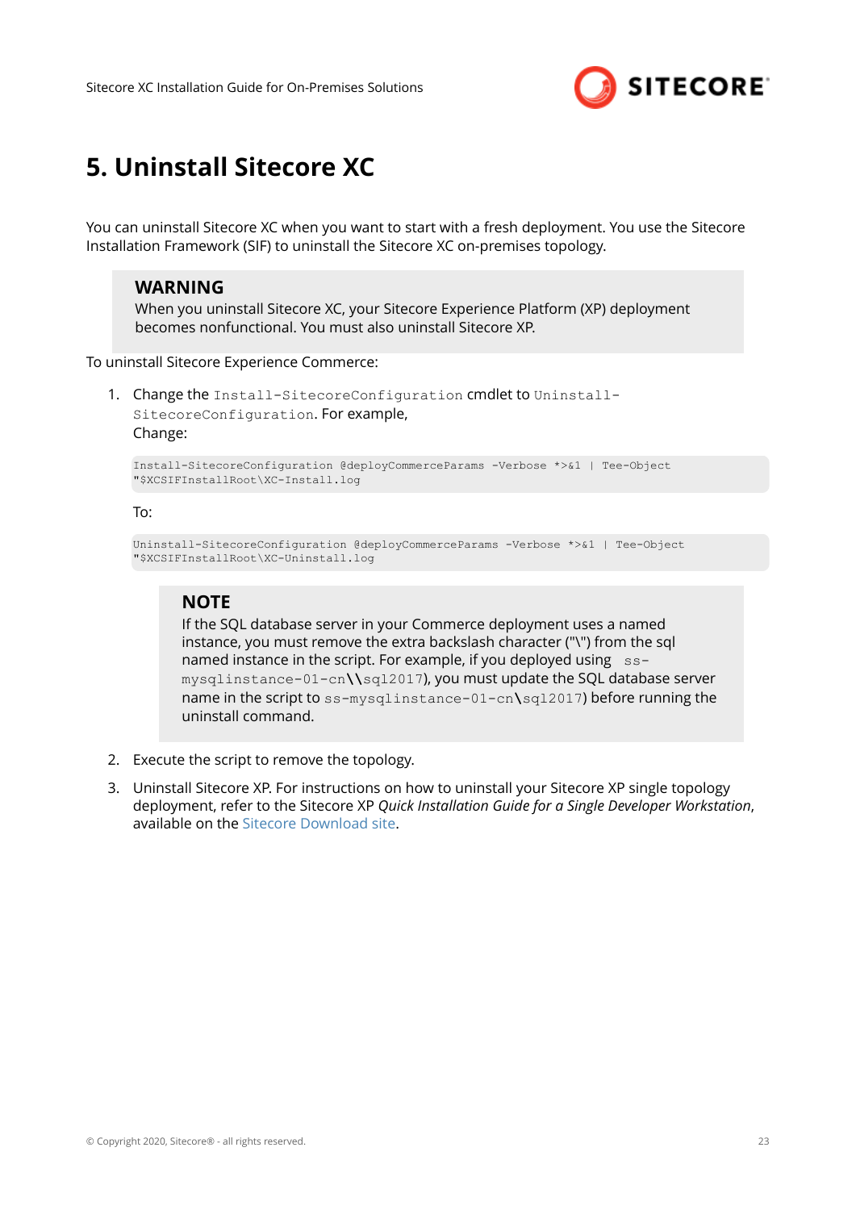# 5. Uninstall Sitecore XC

You can uninstall Sitecore XC when you want to start with a fresh deployment. You use the Sitecore Installation Framework (SIF) to uninstall the Sitecore XC on-premises topology.

> **WARNING**
> When you uninstall Sitecore XC, your Sitecore Experience Platform (XP) deployment becomes nonfunctional. You must also uninstall Sitecore XP.

To uninstall Sitecore Experience Commerce:

1. Change the `Install-SitecoreConfiguration` cmdlet to `Uninstall-SitecoreConfiguration`. For example,
   Change:

   ```
   Install-SitecoreConfiguration @deployCommerceParams -Verbose *>&1 | Tee-Object
   "$XCSIFInstallRoot\XC-Install.log
   ```

   To:

   ```
   Uninstall-SitecoreConfiguration @deployCommerceParams -Verbose *>&1 | Tee-Object
   "$XCSIFInstallRoot\XC-Uninstall.log
   ```

   > **NOTE**
   > If the SQL database server in your Commerce deployment uses a named instance, you must remove the extra backslash character ("\") from the sql named instance in the script. For example, if you deployed using `ss-mysqlinstance-01-cn\\sql2017`), you must update the SQL database server name in the script to `ss-mysqlinstance-01-cn\sql2017`) before running the uninstall command.

2. Execute the script to remove the topology.
3. Uninstall Sitecore XP. For instructions on how to uninstall your Sitecore XP single topology deployment, refer to the Sitecore XP *Quick Installation Guide for a Single Developer Workstation*, available on the Sitecore Download site.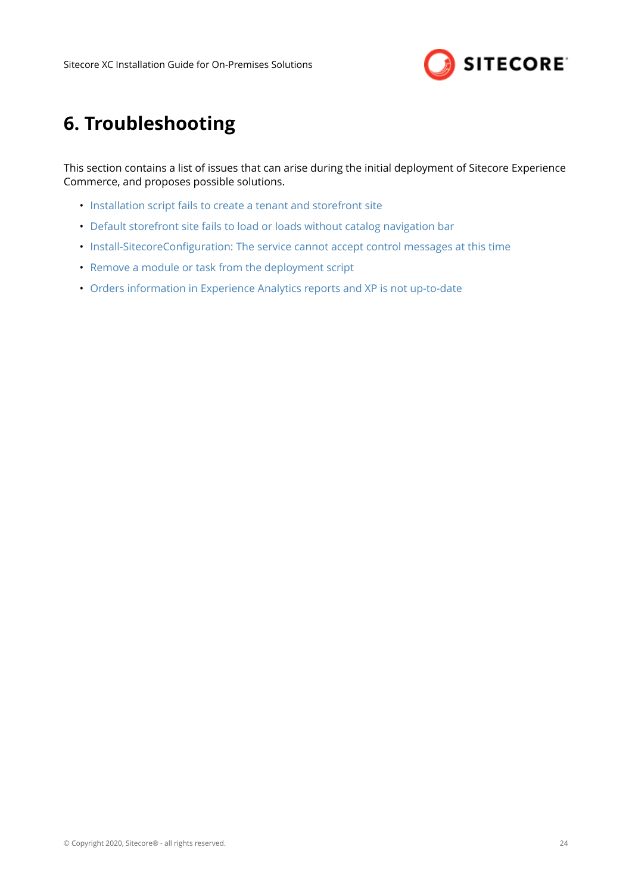# 6. Troubleshooting

This section contains a list of issues that can arise during the initial deployment of Sitecore Experience Commerce, and proposes possible solutions.

- Installation script fails to create a tenant and storefront site
- Default storefront site fails to load or loads without catalog navigation bar
- Install-SitecoreConfiguration: The service cannot accept control messages at this time
- Remove a module or task from the deployment script
- Orders information in Experience Analytics reports and XP is not up-to-date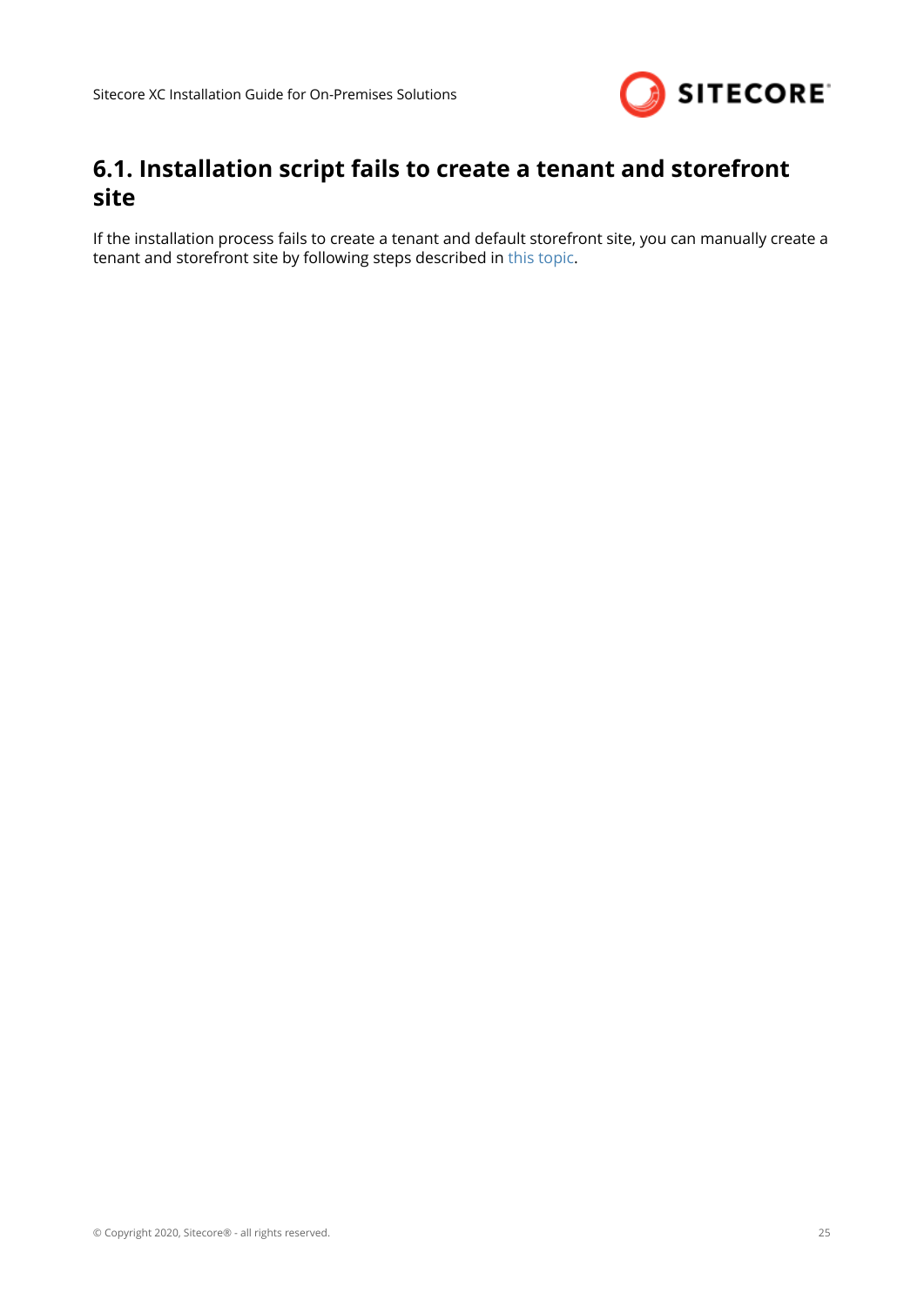## 6.1. Installation script fails to create a tenant and storefront site

If the installation process fails to create a tenant and default storefront site, you can manually create a tenant and storefront site by following steps described in this topic.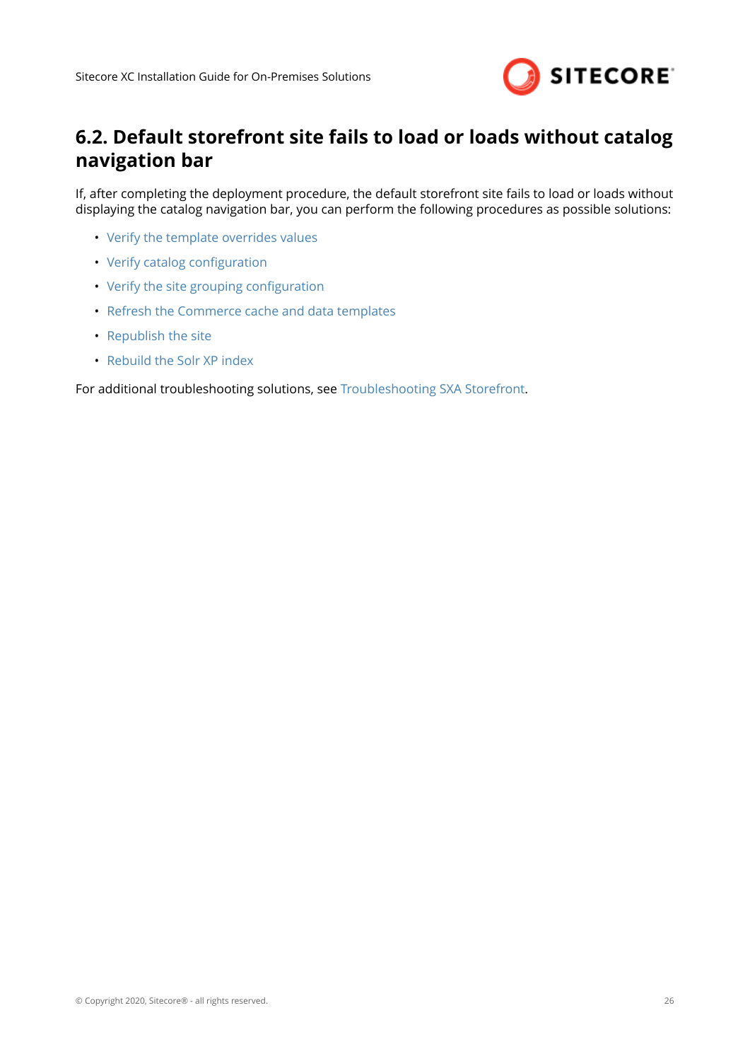## 6.2. Default storefront site fails to load or loads without catalog navigation bar

If, after completing the deployment procedure, the default storefront site fails to load or loads without displaying the catalog navigation bar, you can perform the following procedures as possible solutions:

- Verify the template overrides values
- Verify catalog configuration
- Verify the site grouping configuration
- Refresh the Commerce cache and data templates
- Republish the site
- Rebuild the Solr XP index

For additional troubleshooting solutions, see Troubleshooting SXA Storefront.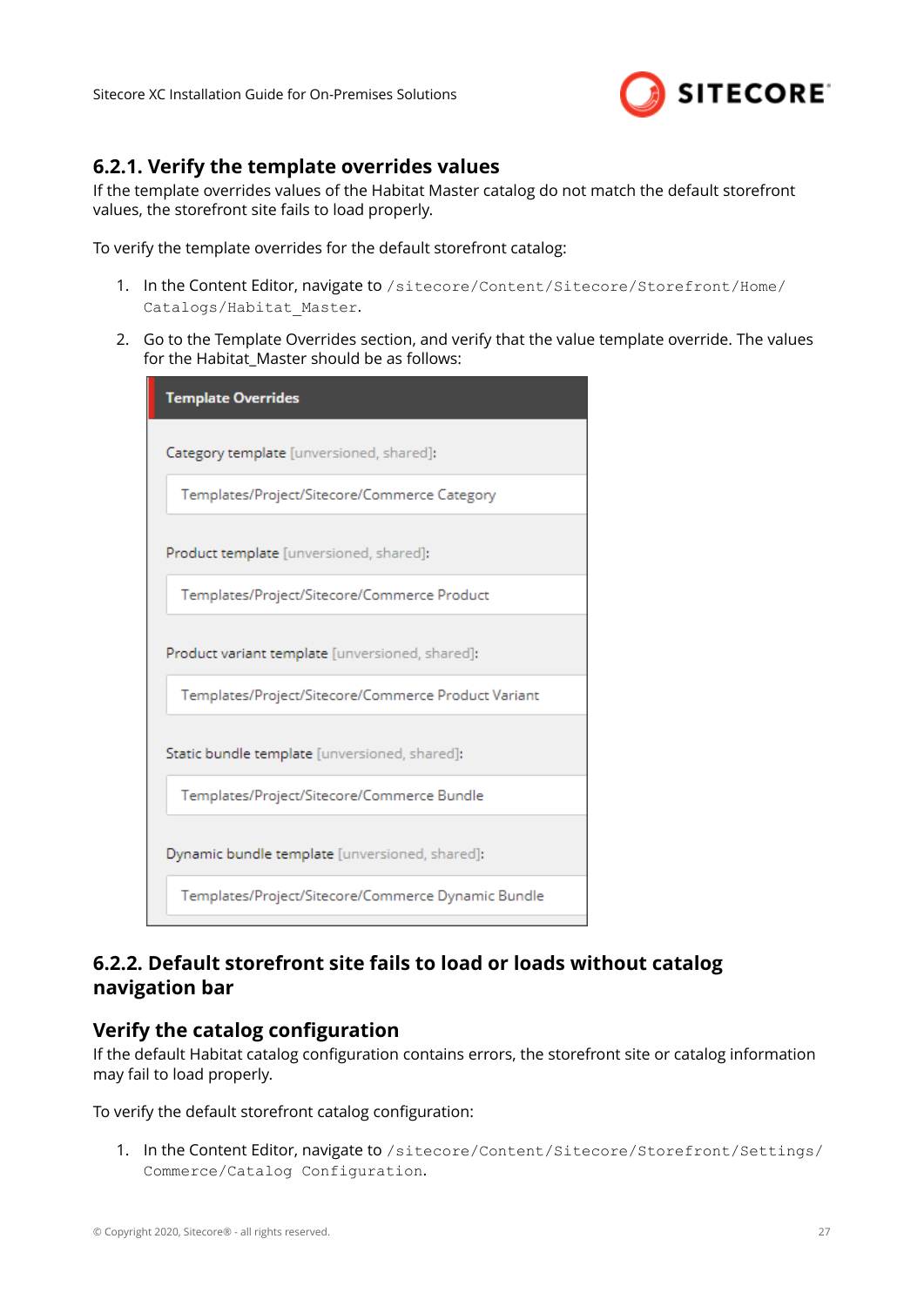### 6.2.1. Verify the template overrides values

If the template overrides values of the Habitat Master catalog do not match the default storefront values, the storefront site fails to load properly.

To verify the template overrides for the default storefront catalog:

1. In the Content Editor, navigate to `/sitecore/Content/Sitecore/Storefront/Home/Catalogs/Habitat_Master`.
2. Go to the Template Overrides section, and verify that the value template override. The values for the Habitat_Master should be as follows:

**Template Overrides**

Category template [unversioned, shared]:

Templates/Project/Sitecore/Commerce Category

Product template [unversioned, shared]:

Templates/Project/Sitecore/Commerce Product

Product variant template [unversioned, shared]:

Templates/Project/Sitecore/Commerce Product Variant

Static bundle template [unversioned, shared]:

Templates/Project/Sitecore/Commerce Bundle

Dynamic bundle template [unversioned, shared]:

Templates/Project/Sitecore/Commerce Dynamic Bundle

### 6.2.2. Default storefront site fails to load or loads without catalog navigation bar

#### Verify the catalog configuration

If the default Habitat catalog configuration contains errors, the storefront site or catalog information may fail to load properly.

To verify the default storefront catalog configuration:

1. In the Content Editor, navigate to `/sitecore/Content/Sitecore/Storefront/Settings/Commerce/Catalog Configuration`.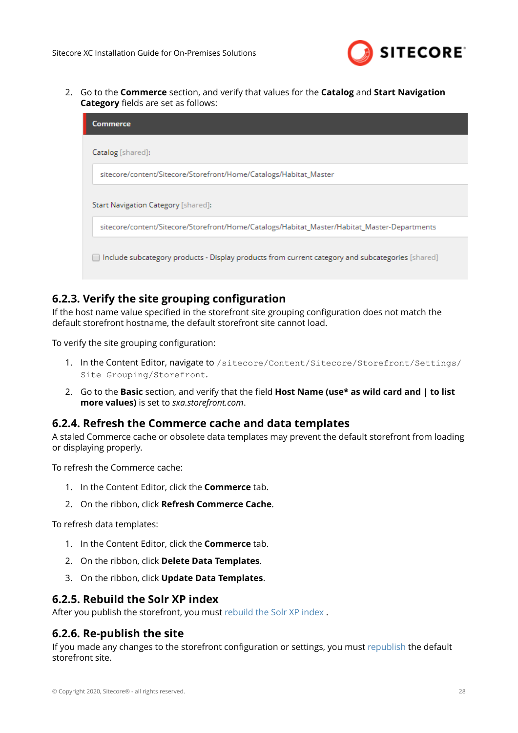2. Go to the **Commerce** section, and verify that values for the **Catalog** and **Start Navigation Category** fields are set as follows:

Commerce

Catalog [shared]:

sitecore/content/Sitecore/Storefront/Home/Catalogs/Habitat_Master

Start Navigation Category [shared]:

sitecore/content/Sitecore/Storefront/Home/Catalogs/Habitat_Master/Habitat_Master-Departments

☐ Include subcategory products - Display products from current category and subcategories [shared]

### 6.2.3. Verify the site grouping configuration

If the host name value specified in the storefront site grouping configuration does not match the default storefront hostname, the default storefront site cannot load.

To verify the site grouping configuration:

1. In the Content Editor, navigate to `/sitecore/Content/Sitecore/Storefront/Settings/Site Grouping/Storefront`.
2. Go to the **Basic** section, and verify that the field **Host Name (use* as wild card and | to list more values)** is set to *sxa.storefront.com*.

### 6.2.4. Refresh the Commerce cache and data templates

A staled Commerce cache or obsolete data templates may prevent the default storefront from loading or displaying properly.

To refresh the Commerce cache:

1. In the Content Editor, click the **Commerce** tab.
2. On the ribbon, click **Refresh Commerce Cache**.

To refresh data templates:

1. In the Content Editor, click the **Commerce** tab.
2. On the ribbon, click **Delete Data Templates**.
3. On the ribbon, click **Update Data Templates**.

### 6.2.5. Rebuild the Solr XP index

After you publish the storefront, you must rebuild the Solr XP index .

### 6.2.6. Re-publish the site

If you made any changes to the storefront configuration or settings, you must republish the default storefront site.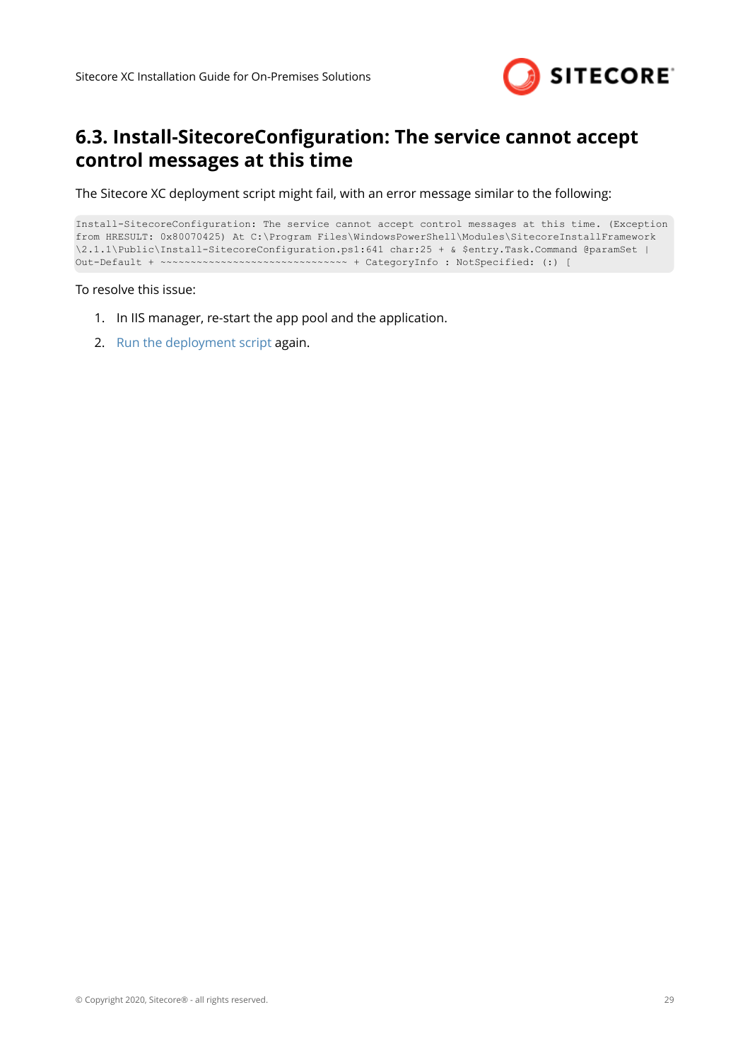## 6.3. Install-SitecoreConfiguration: The service cannot accept control messages at this time

The Sitecore XC deployment script might fail, with an error message similar to the following:

```
Install-SitecoreConfiguration: The service cannot accept control messages at this time. (Exception
from HRESULT: 0x80070425) At C:\Program Files\WindowsPowerShell\Modules\SitecoreInstallFramework
\2.1.1\Public\Install-SitecoreConfiguration.ps1:641 char:25 + & $entry.Task.Command @paramSet |
Out-Default + ~~~~~~~~~~~~~~~~~~~~~~~~~~~~~~~ + CategoryInfo : NotSpecified: (:) [
```

To resolve this issue:

1. In IIS manager, re-start the app pool and the application.
2. Run the deployment script again.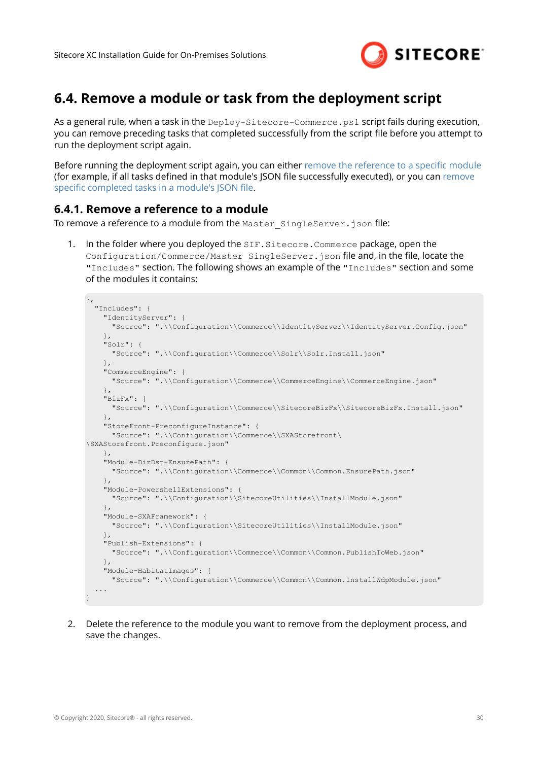## 6.4. Remove a module or task from the deployment script

As a general rule, when a task in the `Deploy-Sitecore-Commerce.ps1` script fails during execution, you can remove preceding tasks that completed successfully from the script file before you attempt to run the deployment script again.

Before running the deployment script again, you can either remove the reference to a specific module (for example, if all tasks defined in that module's JSON file successfully executed), or you can remove specific completed tasks in a module's JSON file.

### 6.4.1. Remove a reference to a module

To remove a reference to a module from the `Master_SingleServer.json` file:

1. In the folder where you deployed the `SIF.Sitecore.Commerce` package, open the `Configuration/Commerce/Master_SingleServer.json` file and, in the file, locate the `"Includes"` section. The following shows an example of the `"Includes"` section and some of the modules it contains:

```
},
  "Includes": {
    "IdentityServer": {
      "Source": ".\\Configuration\\Commerce\\IdentityServer\\IdentityServer.Config.json"
    },
    "Solr": {
      "Source": ".\\Configuration\\Commerce\\Solr\\Solr.Install.json"
    },
    "CommerceEngine": {
      "Source": ".\\Configuration\\Commerce\\CommerceEngine\\CommerceEngine.json"
    },
    "BizFx": {
      "Source": ".\\Configuration\\Commerce\\SitecoreBizFx\\SitecoreBizFx.Install.json"
    },
    "StoreFront-PreconfigureInstance": {
      "Source": ".\\Configuration\\Commerce\\SXAStorefront\
\SXAStorefront.Preconfigure.json"
    },
    "Module-DirDst-EnsurePath": {
      "Source": ".\\Configuration\\Commerce\\Common\\Common.EnsurePath.json"
    },
    "Module-PowershellExtensions": {
      "Source": ".\\Configuration\\SitecoreUtilities\\InstallModule.json"
    },
    "Module-SXAFramework": {
      "Source": ".\\Configuration\\SitecoreUtilities\\InstallModule.json"
    },
    "Publish-Extensions": {
      "Source": ".\\Configuration\\Commerce\\Common\\Common.PublishToWeb.json"
    },
    "Module-HabitatImages": {
      "Source": ".\\Configuration\\Commerce\\Common\\Common.InstallWdpModule.json"
  ...
}
```

2. Delete the reference to the module you want to remove from the deployment process, and save the changes.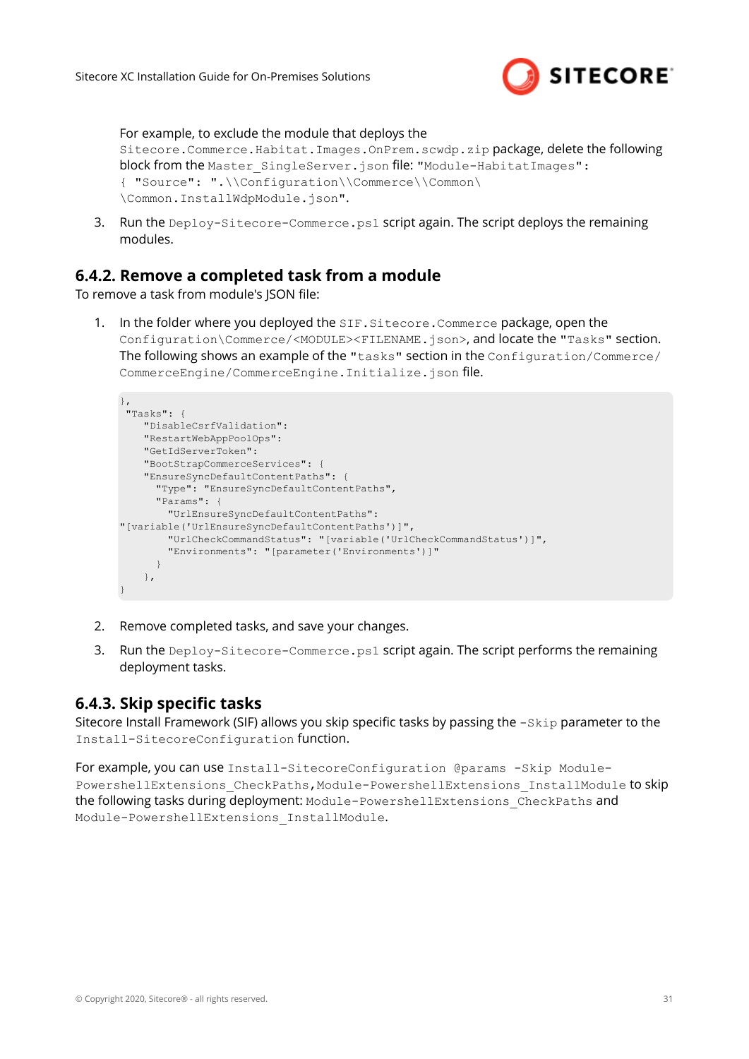For example, to exclude the module that deploys the `Sitecore.Commerce.Habitat.Images.OnPrem.scwdp.zip` package, delete the following block from the `Master_SingleServer.json` file: `"Module-HabitatImages": { "Source": ".\\Configuration\\Commerce\\Common\ \Common.InstallWdpModule.json"`.

3. Run the `Deploy-Sitecore-Commerce.ps1` script again. The script deploys the remaining modules.

### 6.4.2. Remove a completed task from a module

To remove a task from module's JSON file:

1. In the folder where you deployed the `SIF.Sitecore.Commerce` package, open the `Configuration\Commerce\<MODULE><FILENAME.json>`, and locate the `"Tasks"` section. The following shows an example of the `"tasks"` section in the `Configuration/Commerce/CommerceEngine/CommerceEngine.Initialize.json` file.

```
},
 "Tasks": {
    "DisableCsrfValidation":
    "RestartWebAppPoolOps":
    "GetIdServerToken":
    "BootStrapCommerceServices": {
    "EnsureSyncDefaultContentPaths": {
      "Type": "EnsureSyncDefaultContentPaths",
      "Params": {
        "UrlEnsureSyncDefaultContentPaths":
"[variable('UrlEnsureSyncDefaultContentPaths')]",
        "UrlCheckCommandStatus": "[variable('UrlCheckCommandStatus')]",
        "Environments": "[parameter('Environments')]"
      }
    },
}
```

2. Remove completed tasks, and save your changes.
3. Run the `Deploy-Sitecore-Commerce.ps1` script again. The script performs the remaining deployment tasks.

### 6.4.3. Skip specific tasks

Sitecore Install Framework (SIF) allows you skip specific tasks by passing the `-Skip` parameter to the `Install-SitecoreConfiguration` function.

For example, you can use `Install-SitecoreConfiguration @params -Skip Module-PowershellExtensions_CheckPaths,Module-PowershellExtensions_InstallModule` to skip the following tasks during deployment: `Module-PowershellExtensions_CheckPaths` and `Module-PowershellExtensions_InstallModule`.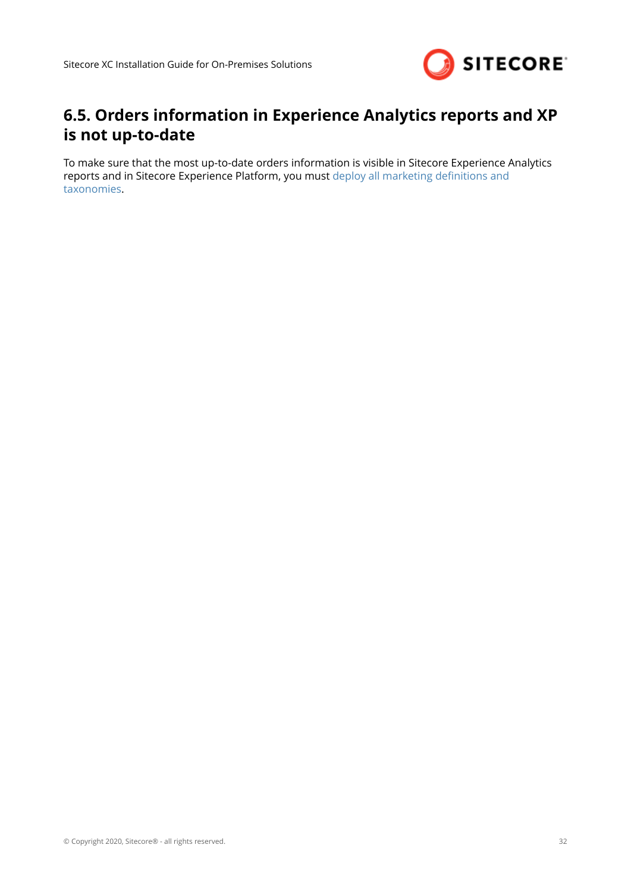## 6.5. Orders information in Experience Analytics reports and XP is not up-to-date

To make sure that the most up-to-date orders information is visible in Sitecore Experience Analytics reports and in Sitecore Experience Platform, you must deploy all marketing definitions and taxonomies.